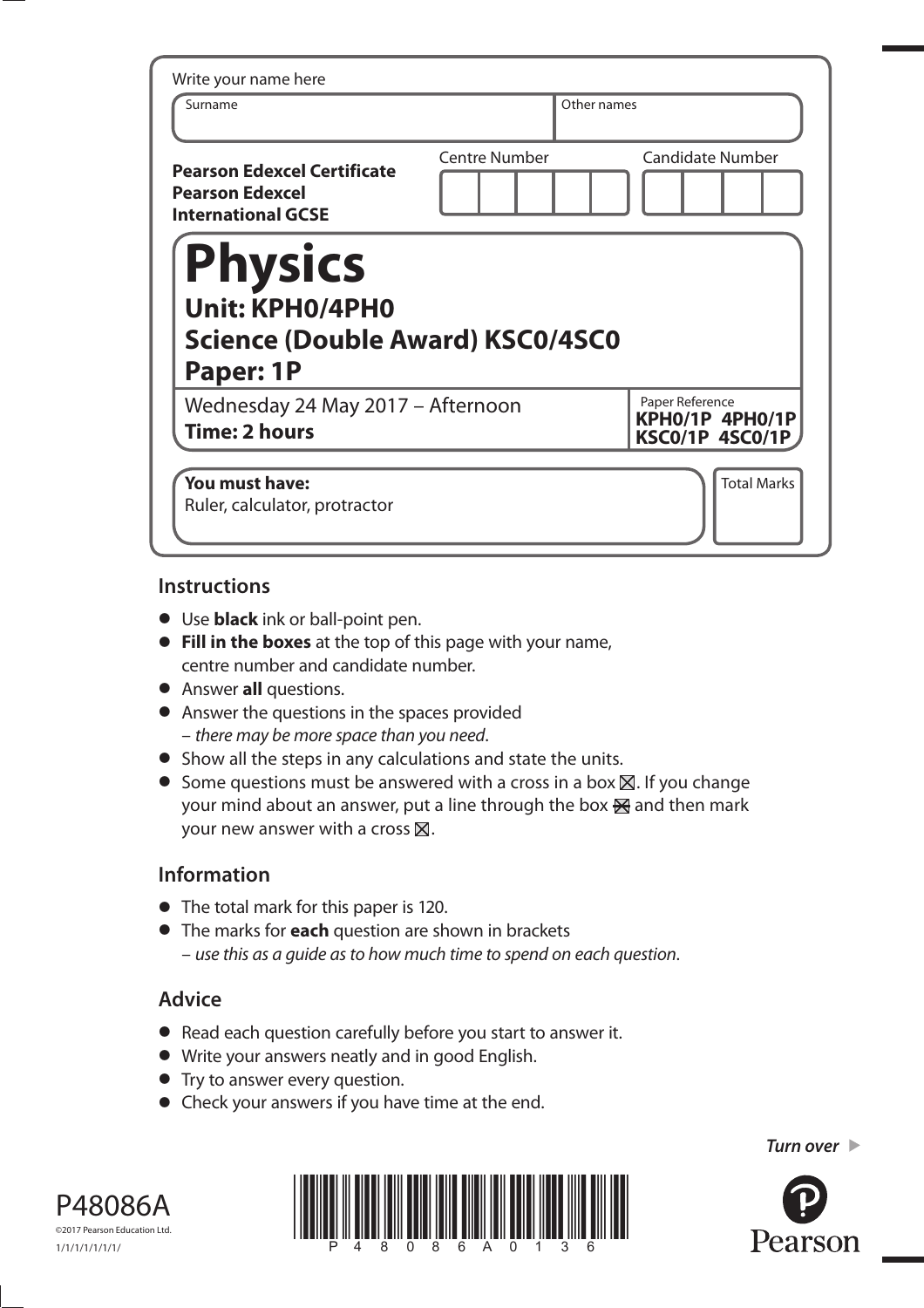Write your name here

| Surname | Other names |
|---|---|
| | |

**Pearson Edexcel Certificate**
**Pearson Edexcel**
**International GCSE**

| Centre Number | Candidate Number |
|---|---|
| | |

# Physics

## Unit: KPH0/4PH0

## Science (Double Award) KSC0/4SC0

## Paper: 1P

Wednesday 24 May 2017 – Afternoon
**Time: 2 hours**

Paper Reference
**KPH0/1P 4PH0/1P**
**KSC0/1P 4SC0/1P**

**You must have:**
Ruler, calculator, protractor

Total Marks

## Instructions

- Use **black** ink or ball-point pen.
- **Fill in the boxes** at the top of this page with your name, centre number and candidate number.
- Answer **all** questions.
- Answer the questions in the spaces provided
  – *there may be more space than you need*.
- Show all the steps in any calculations and state the units.
- Some questions must be answered with a cross in a box ☒. If you change your mind about an answer, put a line through the box ☒ and then mark your new answer with a cross ☒.

## Information

- The total mark for this paper is 120.
- The marks for **each** question are shown in brackets
  – *use this as a guide as to how much time to spend on each question*.

## Advice

- Read each question carefully before you start to answer it.
- Write your answers neatly and in good English.
- Try to answer every question.
- Check your answers if you have time at the end.

*Turn over* ▶

P48086A
©2017 Pearson Education Ltd.
1/1/1/1/1/1/1/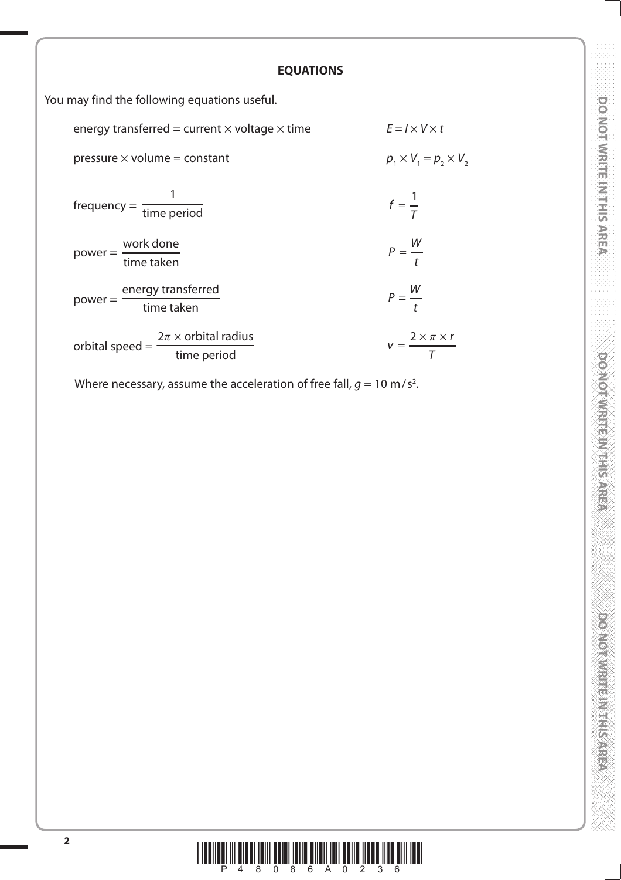## EQUATIONS

You may find the following equations useful.

| | |
|---|---|
| energy transferred = current × voltage × time | $E = I \times V \times t$ |
| pressure × volume = constant | $p_1 \times V_1 = p_2 \times V_2$ |
| frequency = $\frac{1}{\text{time period}}$ | $f = \frac{1}{T}$ |
| power = $\frac{\text{work done}}{\text{time taken}}$ | $P = \frac{W}{t}$ |
| power = $\frac{\text{energy transferred}}{\text{time taken}}$ | $P = \frac{W}{t}$ |
| orbital speed = $\frac{2\pi \times \text{orbital radius}}{\text{time period}}$ | $v = \frac{2 \times \pi \times r}{T}$ |

Where necessary, assume the acceleration of free fall, $g = 10\ \text{m/s}^2$.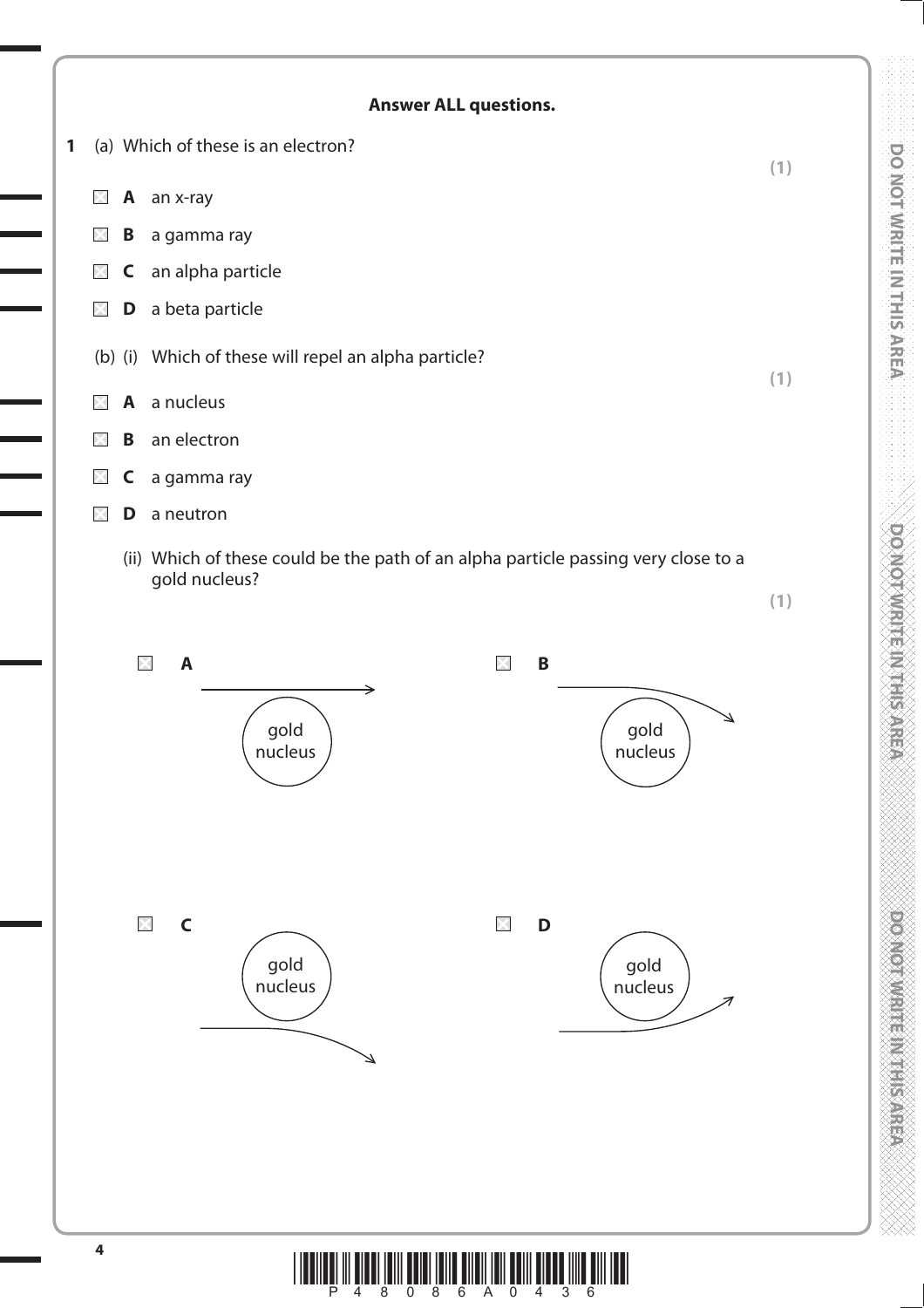**Answer ALL questions.**

**1** (a) Which of these is an electron?

**(1)**

- ☒ **A** an x-ray
- ☒ **B** a gamma ray
- ☒ **C** an alpha particle
- ☒ **D** a beta particle

(b) (i) Which of these will repel an alpha particle?

**(1)**

- ☒ **A** a nucleus
- ☒ **B** an electron
- ☒ **C** a gamma ray
- ☒ **D** a neutron

(ii) Which of these could be the path of an alpha particle passing very close to a gold nucleus?

**(1)**

☒ **A**

gold nucleus

☒ **B**

gold nucleus

☒ **C**

gold nucleus

☒ **D**

gold nucleus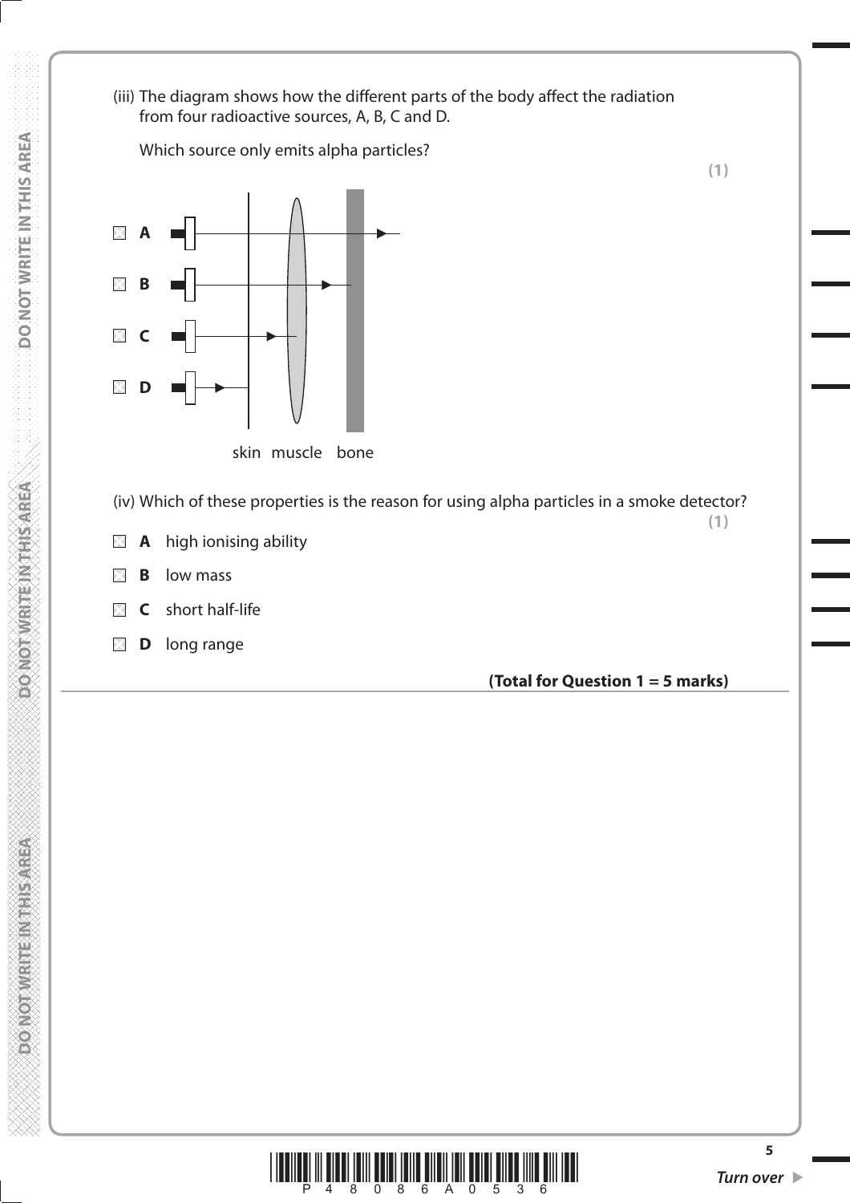(iii) The diagram shows how the different parts of the body affect the radiation from four radioactive sources, A, B, C and D.

Which source only emits alpha particles?

**(1)**

☐ **A**

☐ **B**

☐ **C**

☐ **D**

skin muscle bone

(iv) Which of these properties is the reason for using alpha particles in a smoke detector?

**(1)**

☐ **A** high ionising ability

☐ **B** low mass

☐ **C** short half-life

☐ **D** long range

**(Total for Question 1 = 5 marks)**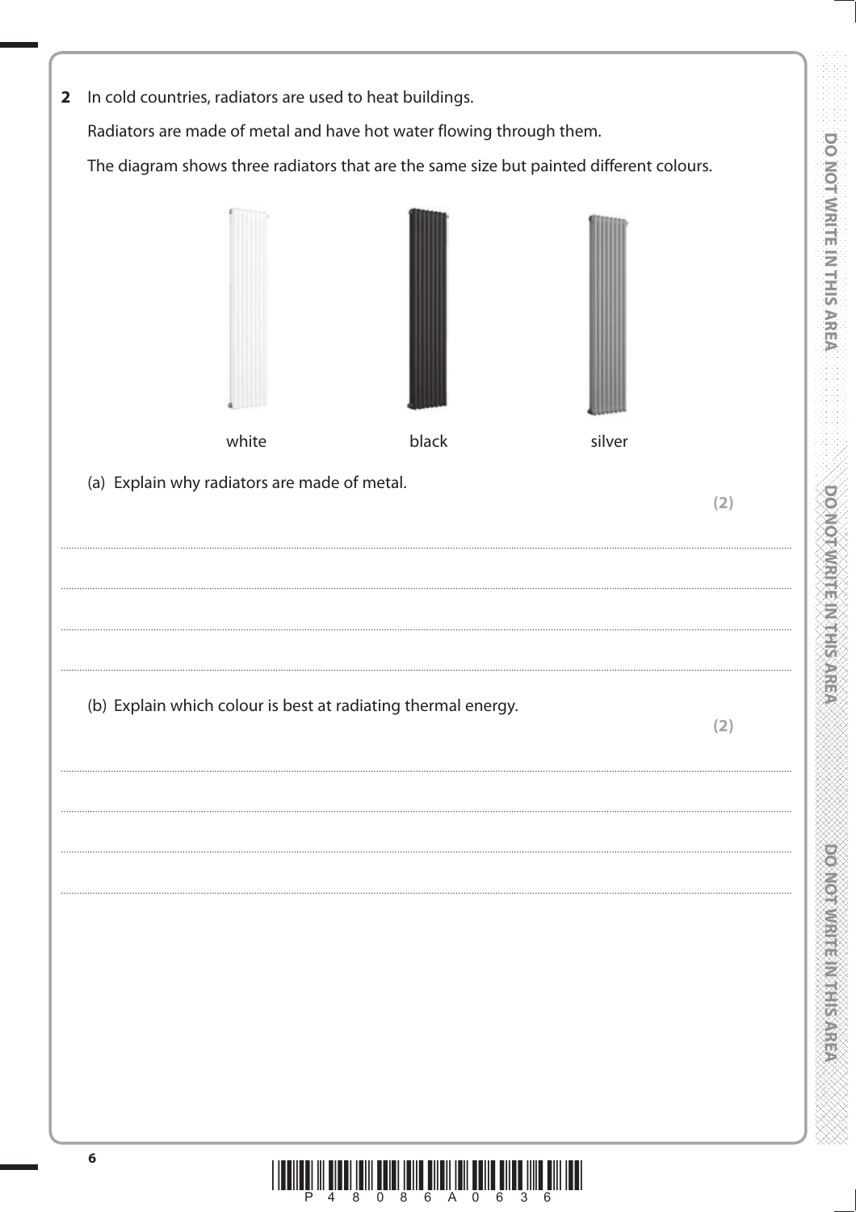**2** In cold countries, radiators are used to heat buildings.

Radiators are made of metal and have hot water flowing through them.

The diagram shows three radiators that are the same size but painted different colours.

white　　　　black　　　　silver

(a) Explain why radiators are made of metal. **(2)**

.......................................................................................................................................................................................................

.......................................................................................................................................................................................................

.......................................................................................................................................................................................................

.......................................................................................................................................................................................................

(b) Explain which colour is best at radiating thermal energy. **(2)**

.......................................................................................................................................................................................................

.......................................................................................................................................................................................................

.......................................................................................................................................................................................................

.......................................................................................................................................................................................................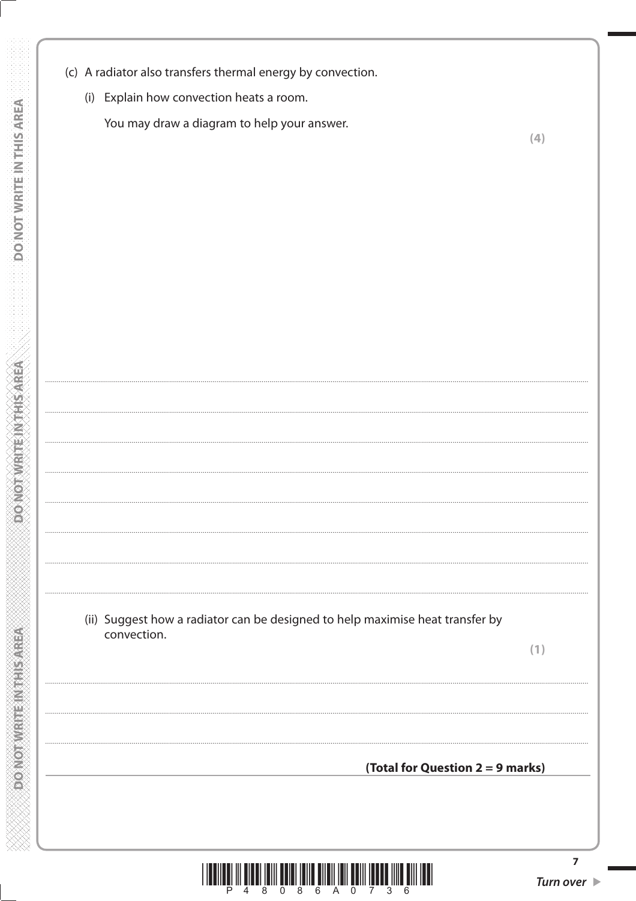(c) A radiator also transfers thermal energy by convection.

(i) Explain how convection heats a room.

You may draw a diagram to help your answer.

**(4)**

..............................................................................................................................................

..............................................................................................................................................

..............................................................................................................................................

..............................................................................................................................................

..............................................................................................................................................

..............................................................................................................................................

..............................................................................................................................................

(ii) Suggest how a radiator can be designed to help maximise heat transfer by convection.

**(1)**

..............................................................................................................................................

..............................................................................................................................................

..............................................................................................................................................

**(Total for Question 2 = 9 marks)**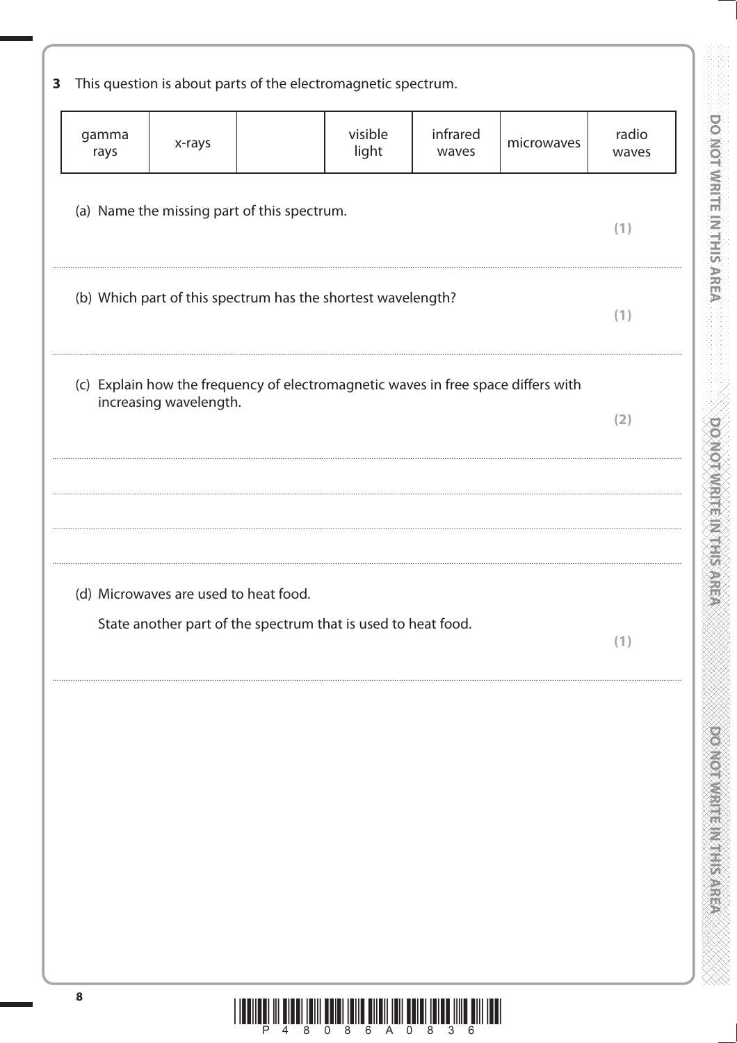**3** This question is about parts of the electromagnetic spectrum.

| gamma rays | x-rays | | visible light | infrared waves | microwaves | radio waves |
|---|---|---|---|---|---|---|

(a) Name the missing part of this spectrum. **(1)**

..............................................................................................................................................

(b) Which part of this spectrum has the shortest wavelength? **(1)**

..............................................................................................................................................

(c) Explain how the frequency of electromagnetic waves in free space differs with increasing wavelength. **(2)**

..............................................................................................................................................

..............................................................................................................................................

..............................................................................................................................................

..............................................................................................................................................

(d) Microwaves are used to heat food.

State another part of the spectrum that is used to heat food. **(1)**

..............................................................................................................................................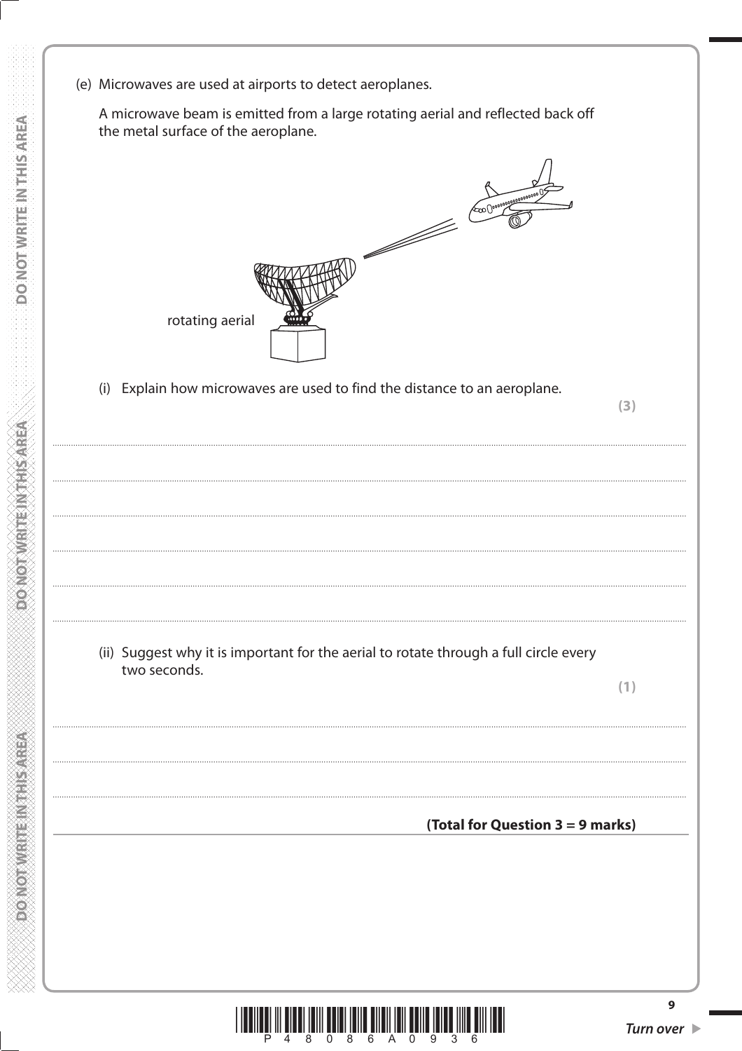(e) Microwaves are used at airports to detect aeroplanes.

A microwave beam is emitted from a large rotating aerial and reflected back off the metal surface of the aeroplane.

rotating aerial

(i) Explain how microwaves are used to find the distance to an aeroplane.

**(3)**

..............................................................................................................................................

..............................................................................................................................................

..............................................................................................................................................

..............................................................................................................................................

..............................................................................................................................................

(ii) Suggest why it is important for the aerial to rotate through a full circle every two seconds.

**(1)**

..............................................................................................................................................

..............................................................................................................................................

..............................................................................................................................................

**(Total for Question 3 = 9 marks)**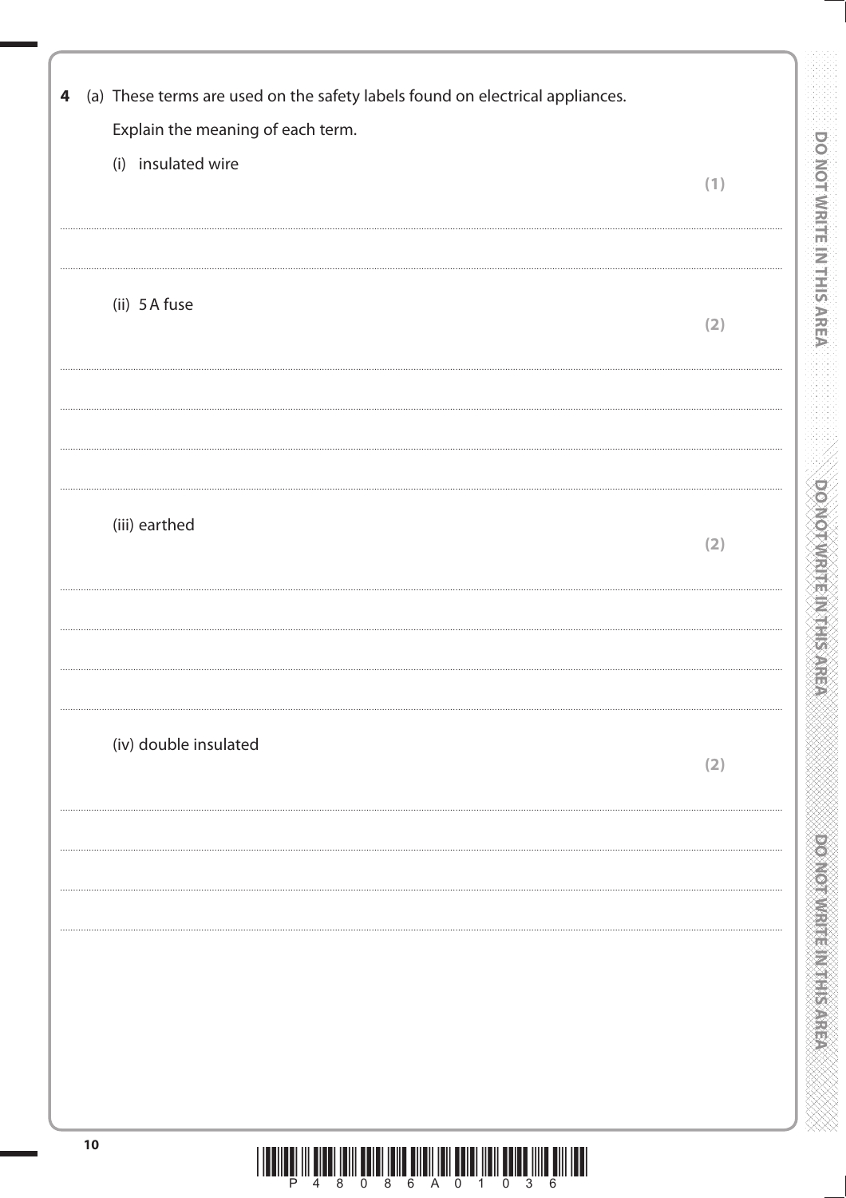**4** (a) These terms are used on the safety labels found on electrical appliances.

Explain the meaning of each term.

(i) insulated wire **(1)**

..................................................................................................................................................

..................................................................................................................................................

(ii) 5 A fuse **(2)**

..................................................................................................................................................

..................................................................................................................................................

..................................................................................................................................................

(iii) earthed **(2)**

..................................................................................................................................................

..................................................................................................................................................

..................................................................................................................................................

(iv) double insulated **(2)**

..................................................................................................................................................

..................................................................................................................................................

..................................................................................................................................................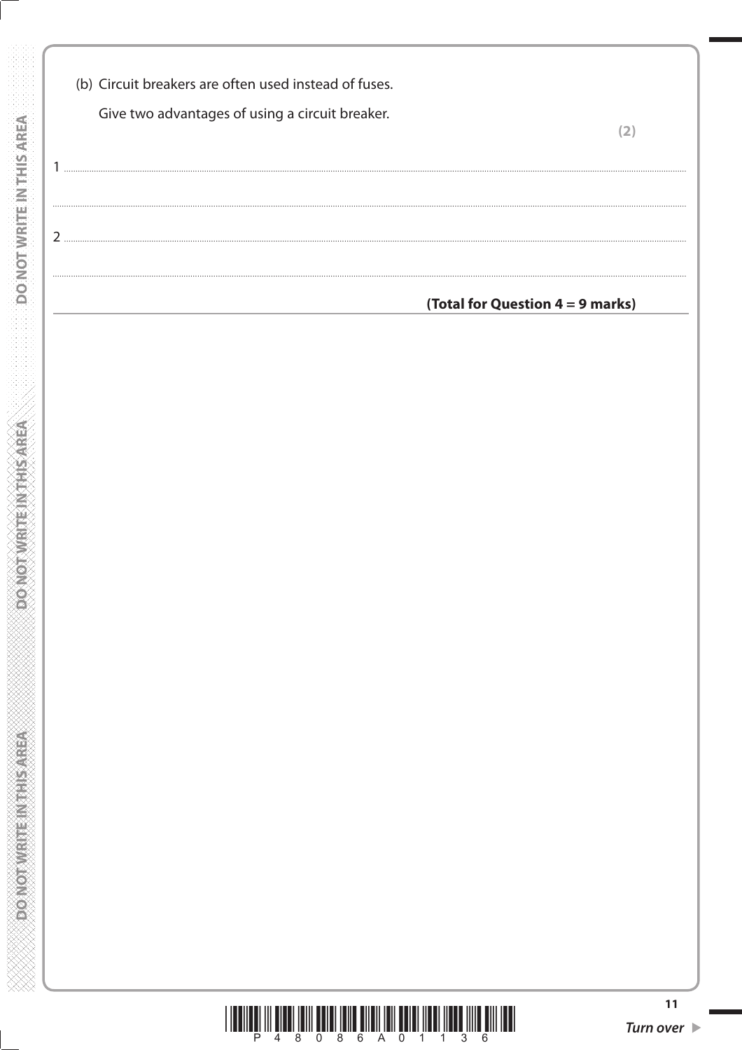(b) Circuit breakers are often used instead of fuses.

Give two advantages of using a circuit breaker.

**(2)**

1 ..................................................................................................................................................

..................................................................................................................................................

2 ..................................................................................................................................................

..................................................................................................................................................

**(Total for Question 4 = 9 marks)**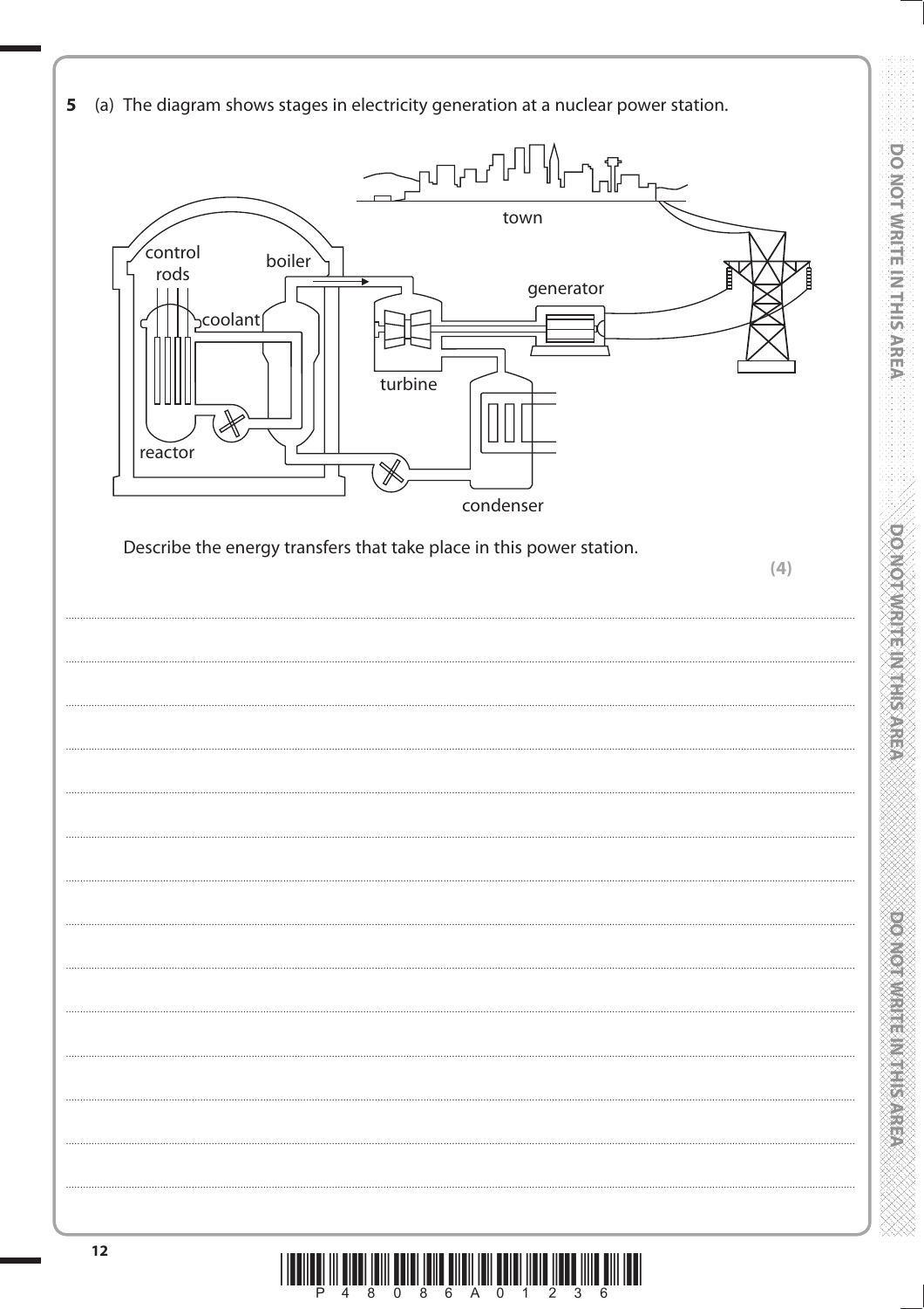**5** (a) The diagram shows stages in electricity generation at a nuclear power station.

town

control rods

boiler

generator

coolant

turbine

reactor

condenser

Describe the energy transfers that take place in this power station.

**(4)**

.......................................................................................................................................................................................

.......................................................................................................................................................................................

.......................................................................................................................................................................................

.......................................................................................................................................................................................

.......................................................................................................................................................................................

.......................................................................................................................................................................................

.......................................................................................................................................................................................

.......................................................................................................................................................................................

.......................................................................................................................................................................................

.......................................................................................................................................................................................

.......................................................................................................................................................................................

.......................................................................................................................................................................................

.......................................................................................................................................................................................

.......................................................................................................................................................................................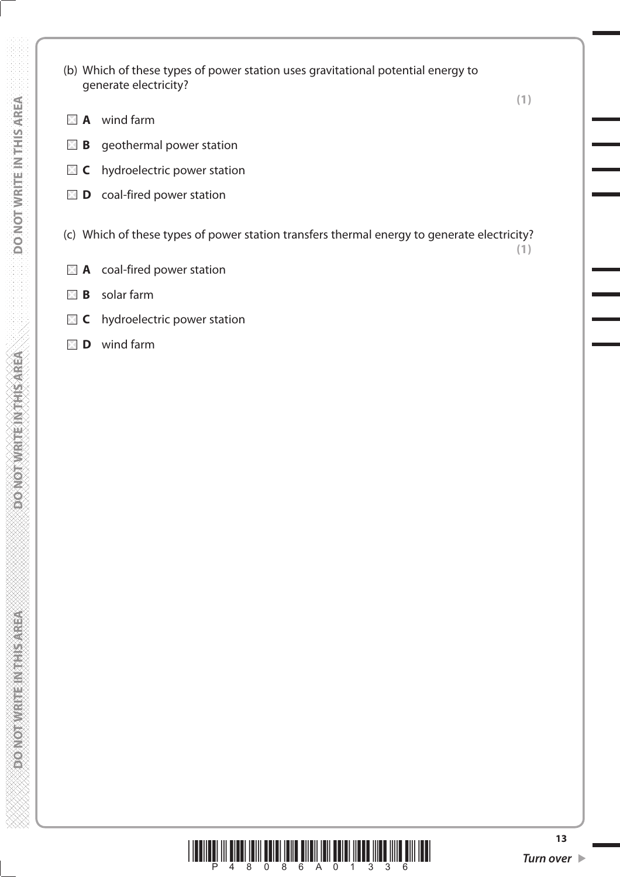(b) Which of these types of power station uses gravitational potential energy to generate electricity?

**(1)**

☒ **A** wind farm

☒ **B** geothermal power station

☒ **C** hydroelectric power station

☒ **D** coal-fired power station

(c) Which of these types of power station transfers thermal energy to generate electricity?

**(1)**

☒ **A** coal-fired power station

☒ **B** solar farm

☒ **C** hydroelectric power station

☒ **D** wind farm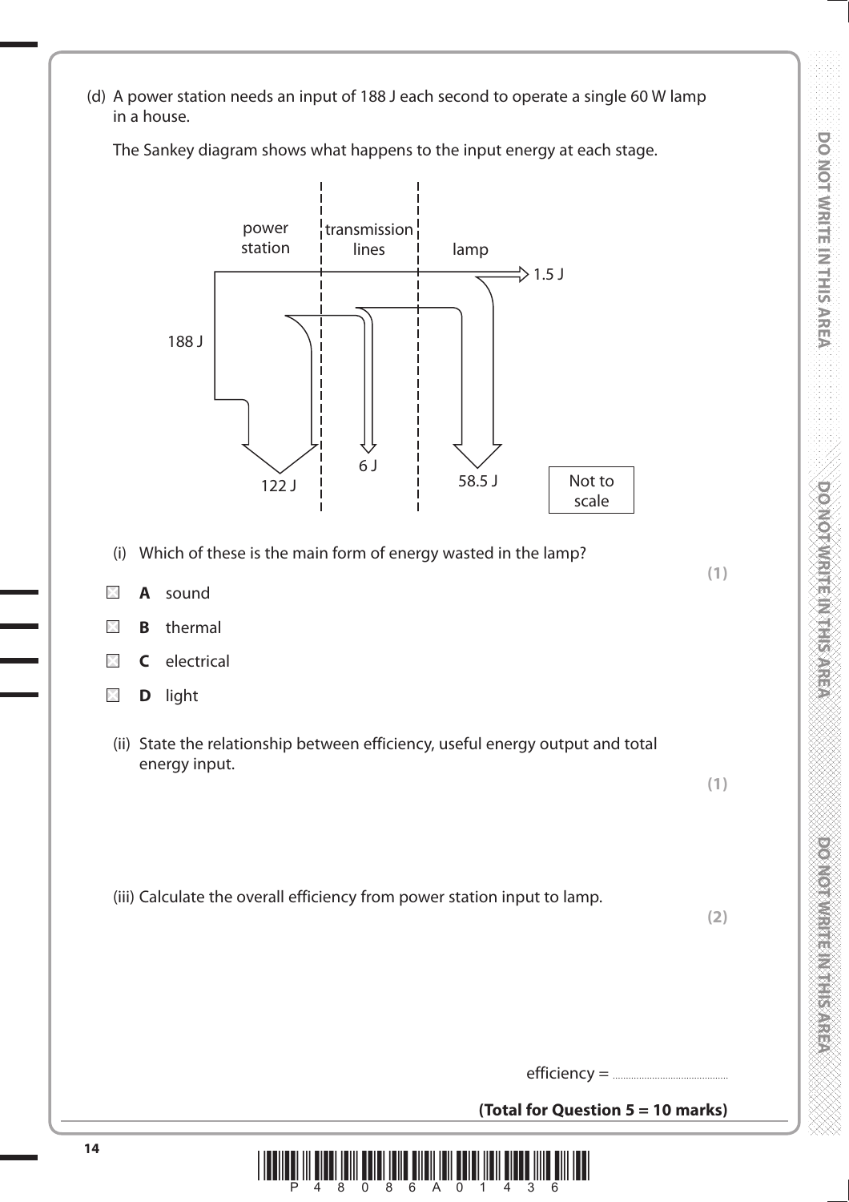(d) A power station needs an input of 188 J each second to operate a single 60 W lamp in a house.

The Sankey diagram shows what happens to the input energy at each stage.

power station | transmission lines | lamp

188 J → 1.5 J

122 J, 6 J, 58.5 J

Not to scale

(i) Which of these is the main form of energy wasted in the lamp?

**(1)**

- **A** sound
- **B** thermal
- **C** electrical
- **D** light

(ii) State the relationship between efficiency, useful energy output and total energy input.

**(1)**

(iii) Calculate the overall efficiency from power station input to lamp.

**(2)**

efficiency = ..........................................

**(Total for Question 5 = 10 marks)**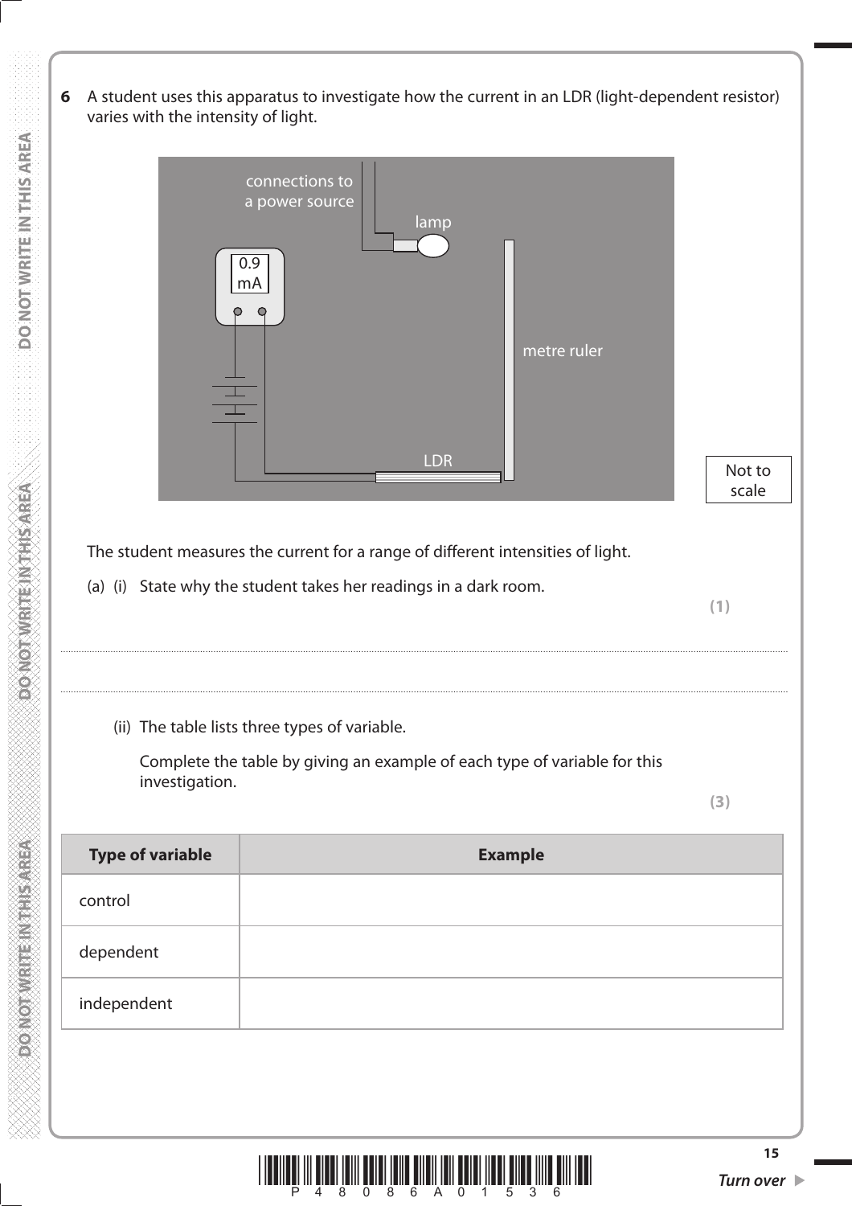**6** A student uses this apparatus to investigate how the current in an LDR (light-dependent resistor) varies with the intensity of light.

connections to a power source

lamp

0.9 mA

metre ruler

LDR

Not to scale

The student measures the current for a range of different intensities of light.

(a) (i) State why the student takes her readings in a dark room.

**(1)**

.......................................................................................................................................................................................................

.......................................................................................................................................................................................................

(ii) The table lists three types of variable.

Complete the table by giving an example of each type of variable for this investigation.

**(3)**

| Type of variable | Example |
| --- | --- |
| control | |
| dependent | |
| independent | |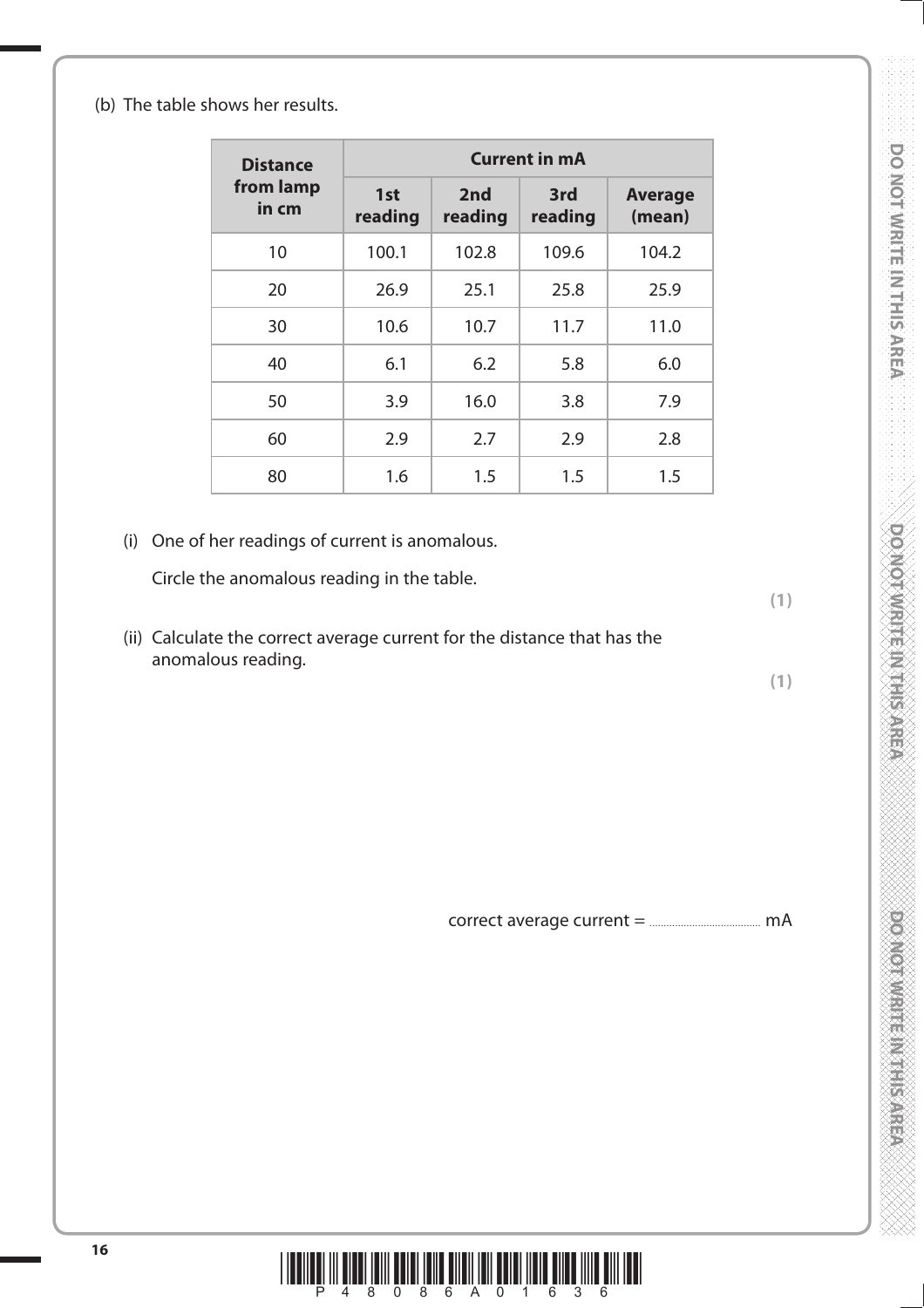(b) The table shows her results.

| Distance from lamp in cm | Current in mA | | | |
|---|---|---|---|---|
| | 1st reading | 2nd reading | 3rd reading | Average (mean) |
| 10 | 100.1 | 102.8 | 109.6 | 104.2 |
| 20 | 26.9 | 25.1 | 25.8 | 25.9 |
| 30 | 10.6 | 10.7 | 11.7 | 11.0 |
| 40 | 6.1 | 6.2 | 5.8 | 6.0 |
| 50 | 3.9 | 16.0 | 3.8 | 7.9 |
| 60 | 2.9 | 2.7 | 2.9 | 2.8 |
| 80 | 1.6 | 1.5 | 1.5 | 1.5 |

(i) One of her readings of current is anomalous.

Circle the anomalous reading in the table.

**(1)**

(ii) Calculate the correct average current for the distance that has the anomalous reading.

**(1)**

correct average current = .................................... mA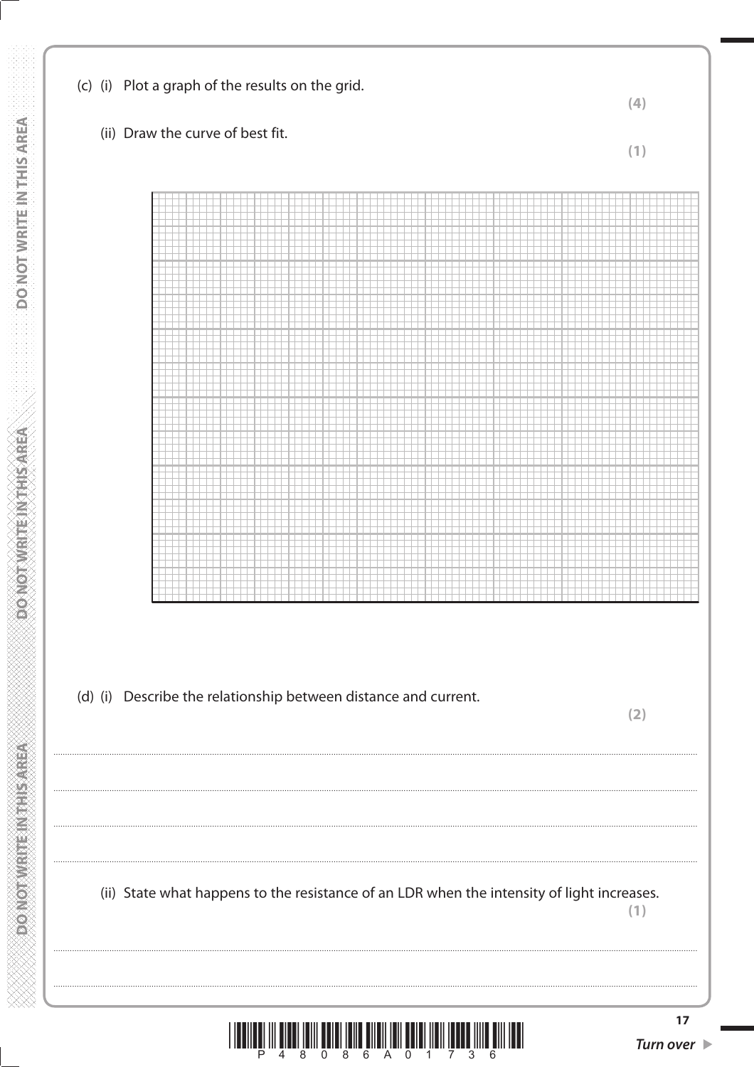(c) (i) Plot a graph of the results on the grid.

**(4)**

(ii) Draw the curve of best fit.

**(1)**

(d) (i) Describe the relationship between distance and current.

**(2)**

.......................................................................................................................................................................................

.......................................................................................................................................................................................

.......................................................................................................................................................................................

.......................................................................................................................................................................................

(ii) State what happens to the resistance of an LDR when the intensity of light increases.

**(1)**

.......................................................................................................................................................................................

.......................................................................................................................................................................................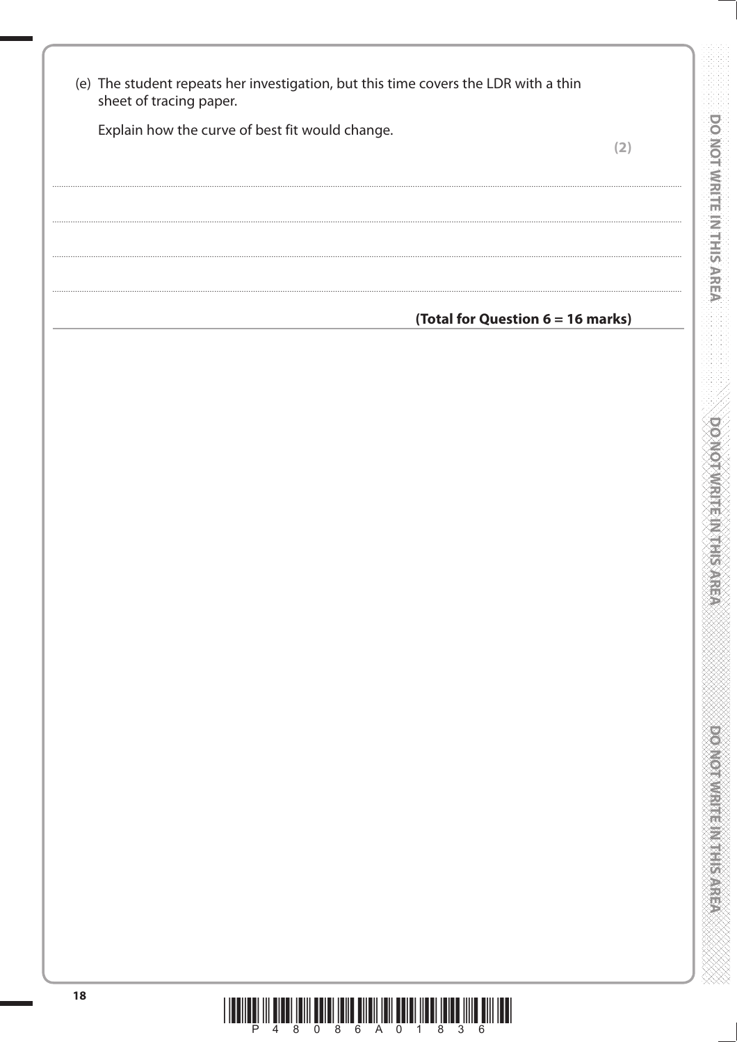(e) The student repeats her investigation, but this time covers the LDR with a thin sheet of tracing paper.

Explain how the curve of best fit would change.

**(2)**

.......................................................................................................................................................................................

.......................................................................................................................................................................................

.......................................................................................................................................................................................

.......................................................................................................................................................................................

**(Total for Question 6 = 16 marks)**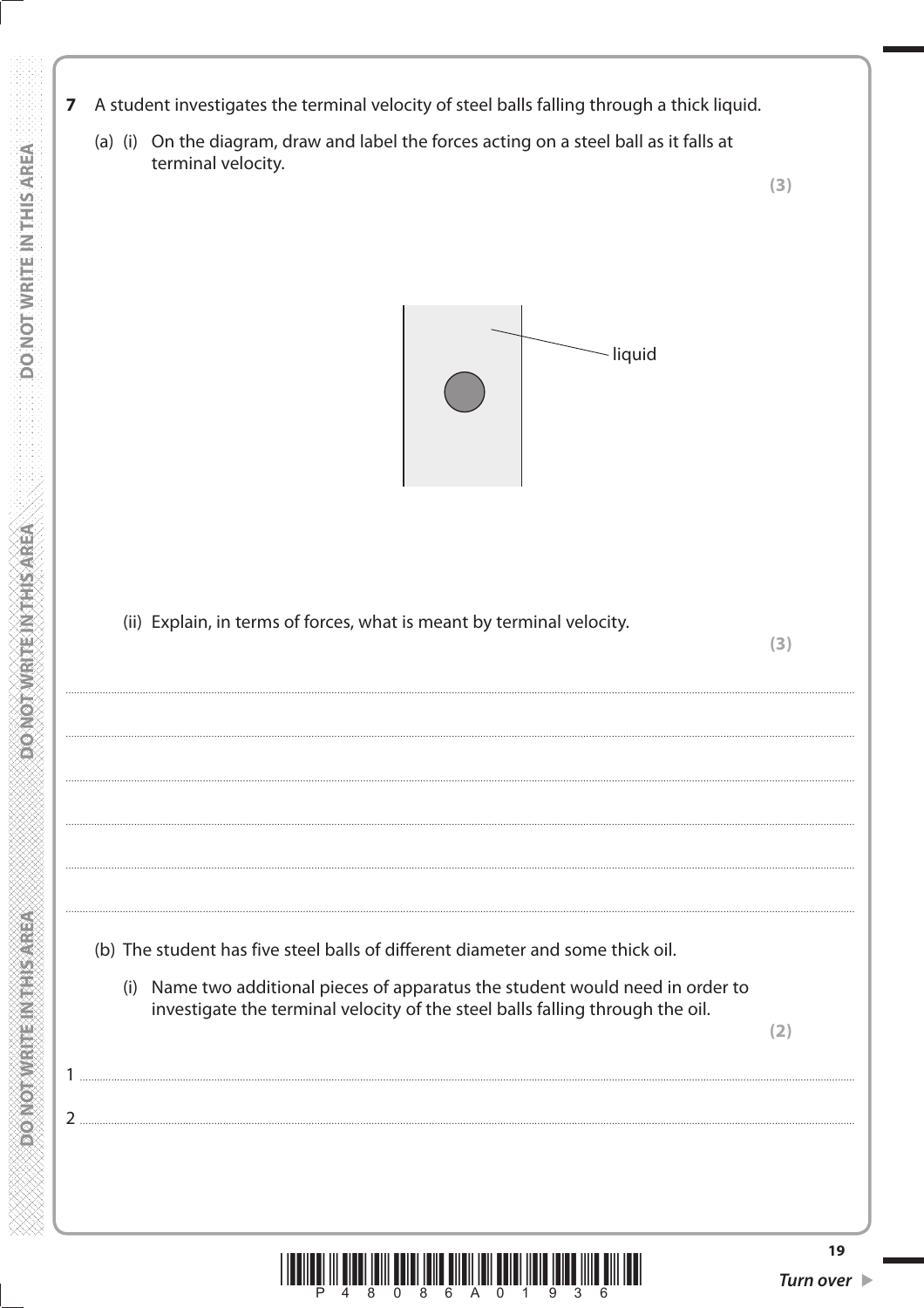**7** A student investigates the terminal velocity of steel balls falling through a thick liquid.

(a) (i) On the diagram, draw and label the forces acting on a steel ball as it falls at terminal velocity.

**(3)**

liquid

(ii) Explain, in terms of forces, what is meant by terminal velocity.

**(3)**

.................................................................................................................................................................................................................................................................................

.................................................................................................................................................................................................................................................................................

.................................................................................................................................................................................................................................................................................

.................................................................................................................................................................................................................................................................................

.................................................................................................................................................................................................................................................................................

.................................................................................................................................................................................................................................................................................

(b) The student has five steel balls of different diameter and some thick oil.

(i) Name two additional pieces of apparatus the student would need in order to investigate the terminal velocity of the steel balls falling through the oil.

**(2)**

1 .................................................................................................................................................................................................................................................................................

2 .................................................................................................................................................................................................................................................................................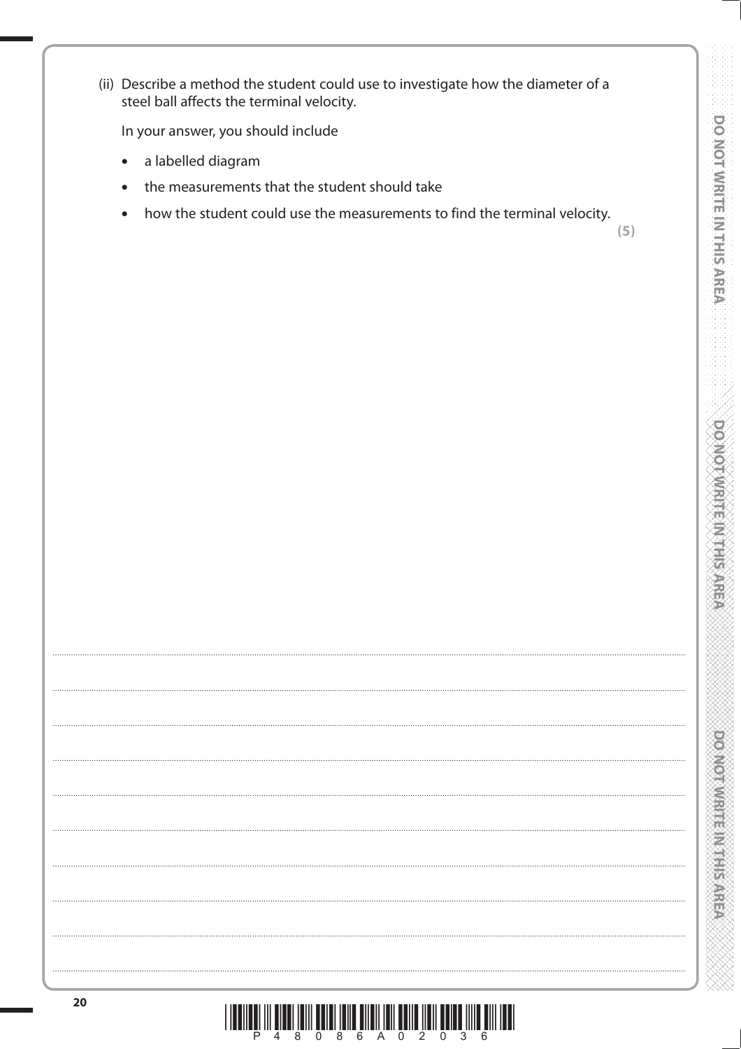(ii) Describe a method the student could use to investigate how the diameter of a steel ball affects the terminal velocity.

In your answer, you should include

- a labelled diagram
- the measurements that the student should take
- how the student could use the measurements to find the terminal velocity.

**(5)**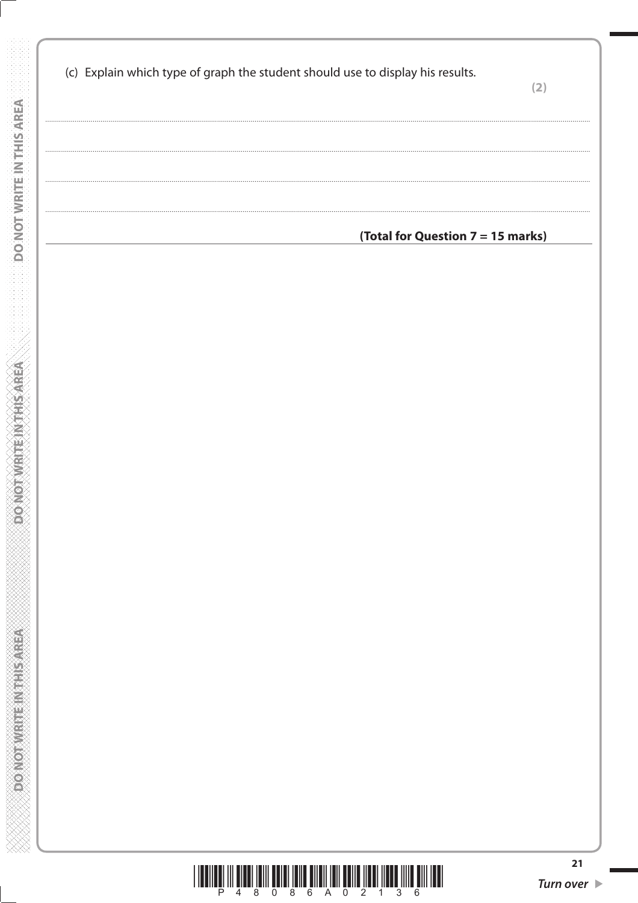(c) Explain which type of graph the student should use to display his results.

**(2)**

.......................................................................................................................................................................................................................

.......................................................................................................................................................................................................................

.......................................................................................................................................................................................................................

.......................................................................................................................................................................................................................

**(Total for Question 7 = 15 marks)**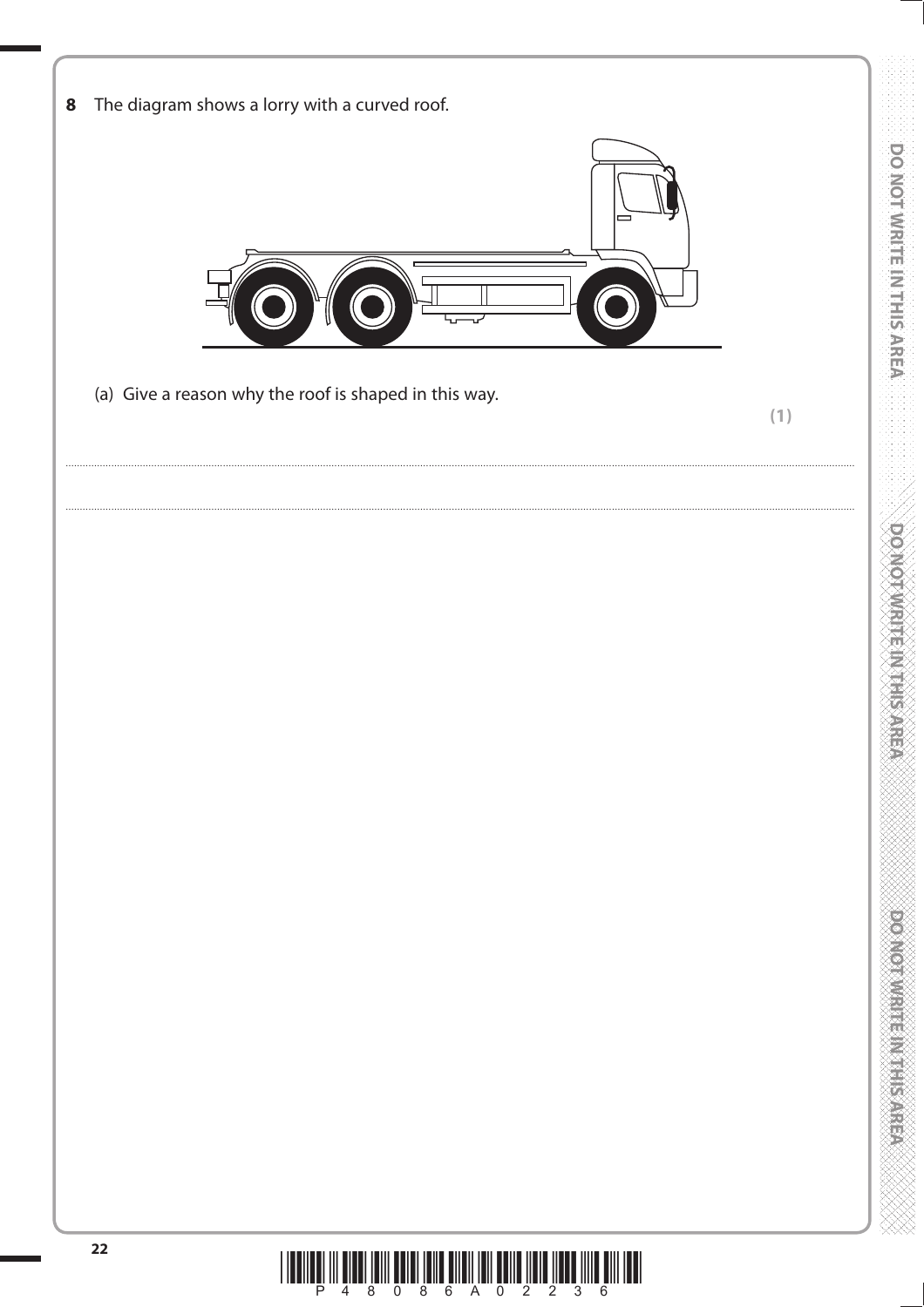**8** The diagram shows a lorry with a curved roof.

(a) Give a reason why the roof is shaped in this way.

**(1)**

..............................................................................................................................................

..............................................................................................................................................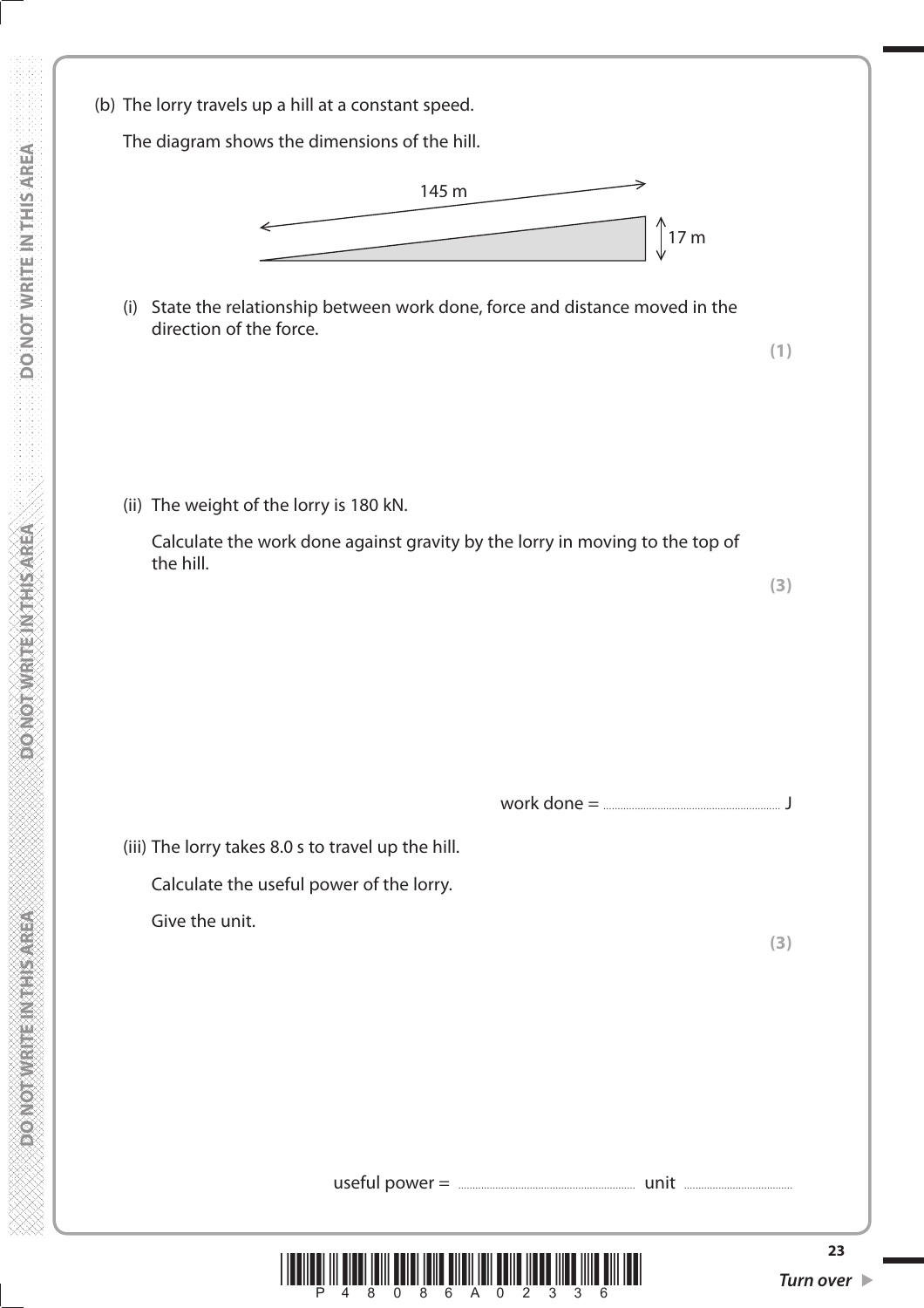(b) The lorry travels up a hill at a constant speed.

The diagram shows the dimensions of the hill.

145 m

17 m

(i) State the relationship between work done, force and distance moved in the direction of the force.

**(1)**

(ii) The weight of the lorry is 180 kN.

Calculate the work done against gravity by the lorry in moving to the top of the hill.

**(3)**

work done = .............................................. J

(iii) The lorry takes 8.0 s to travel up the hill.

Calculate the useful power of the lorry.

Give the unit.

**(3)**

useful power = .............................................. unit ..............................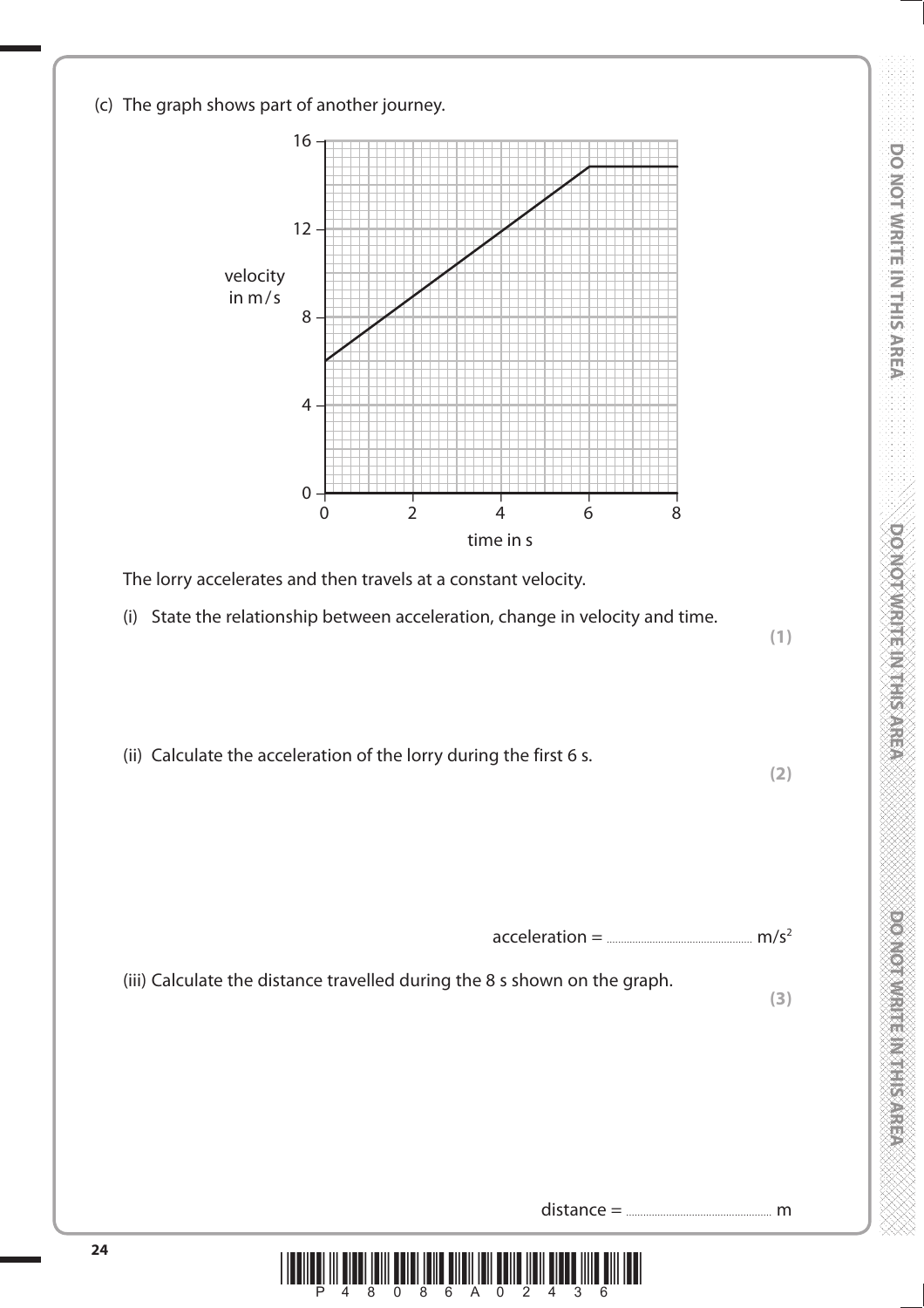(c) The graph shows part of another journey.

The lorry accelerates and then travels at a constant velocity.

(i) State the relationship between acceleration, change in velocity and time.

**(1)**

(ii) Calculate the acceleration of the lorry during the first 6 s.

**(2)**

acceleration = .................................................... $m/s^2$

(iii) Calculate the distance travelled during the 8 s shown on the graph.

**(3)**

distance = .................................................... m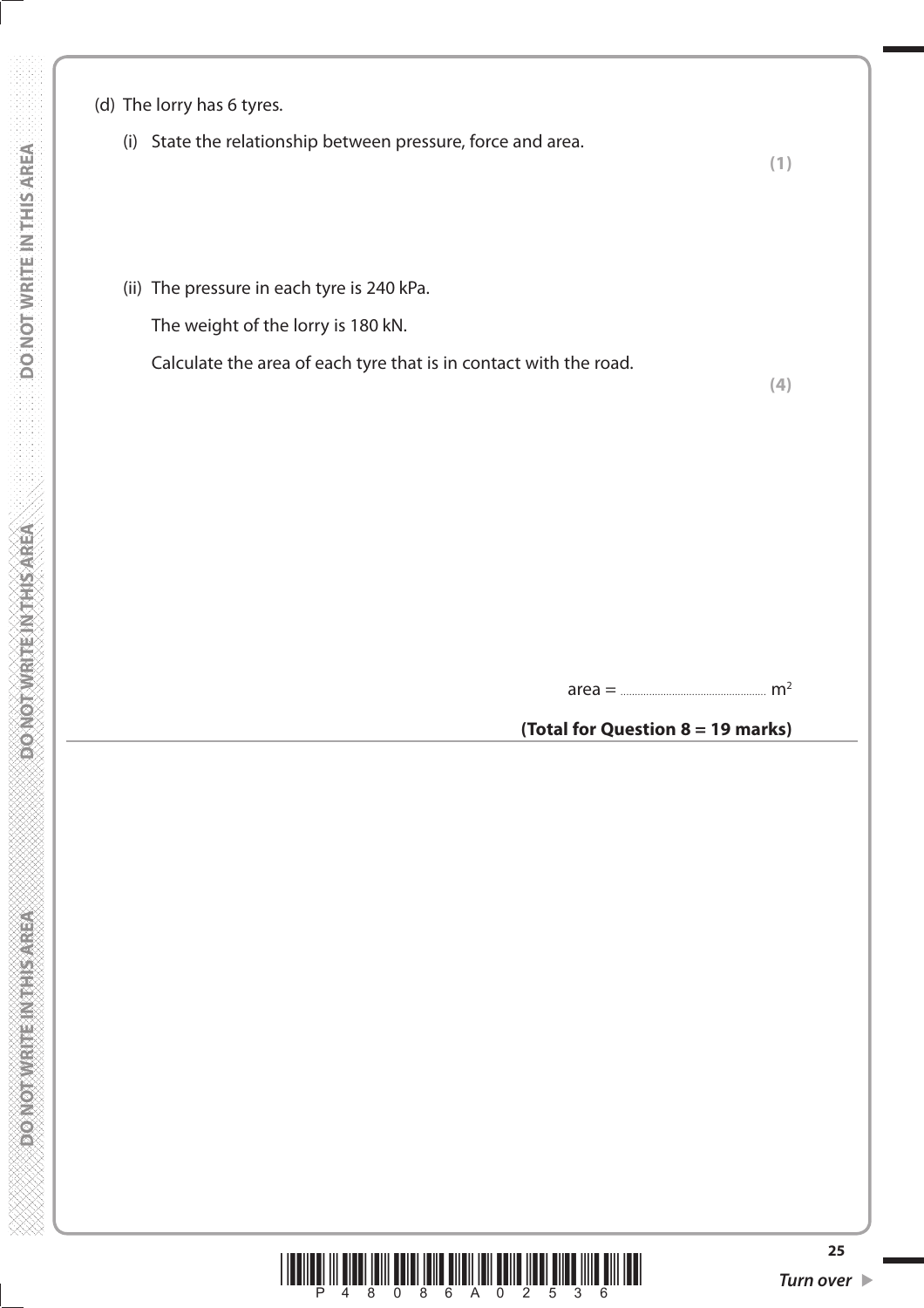(d) The lorry has 6 tyres.

(i) State the relationship between pressure, force and area.

**(1)**

(ii) The pressure in each tyre is 240 kPa.

The weight of the lorry is 180 kN.

Calculate the area of each tyre that is in contact with the road.

**(4)**

area = .................................................. $m^2$

**(Total for Question 8 = 19 marks)**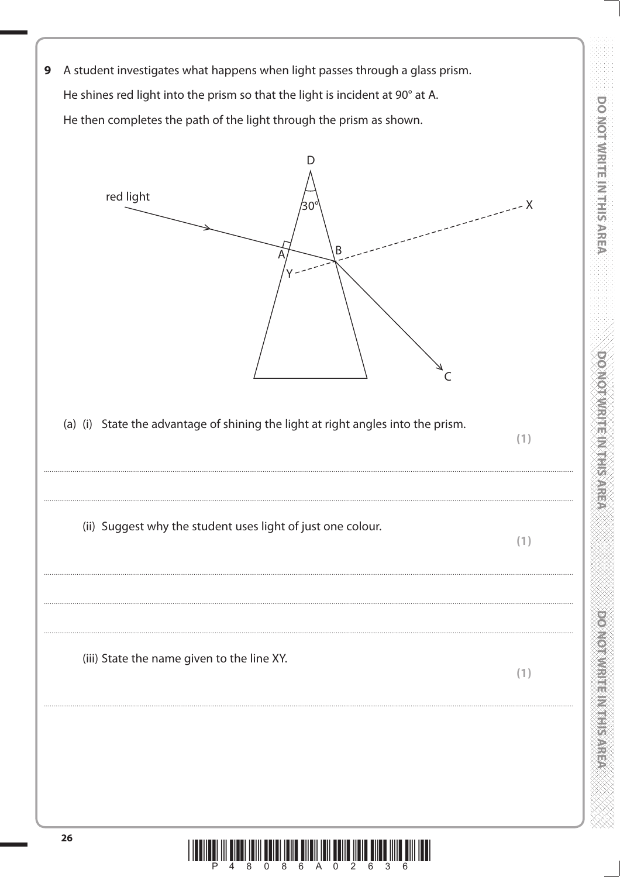**9** A student investigates what happens when light passes through a glass prism.

He shines red light into the prism so that the light is incident at 90° at A.

He then completes the path of the light through the prism as shown.

(a) (i) State the advantage of shining the light at right angles into the prism.
**(1)**

..............................................................................................................................................

..............................................................................................................................................

(ii) Suggest why the student uses light of just one colour.
**(1)**

..............................................................................................................................................

..............................................................................................................................................

..............................................................................................................................................

(iii) State the name given to the line XY.
**(1)**

..............................................................................................................................................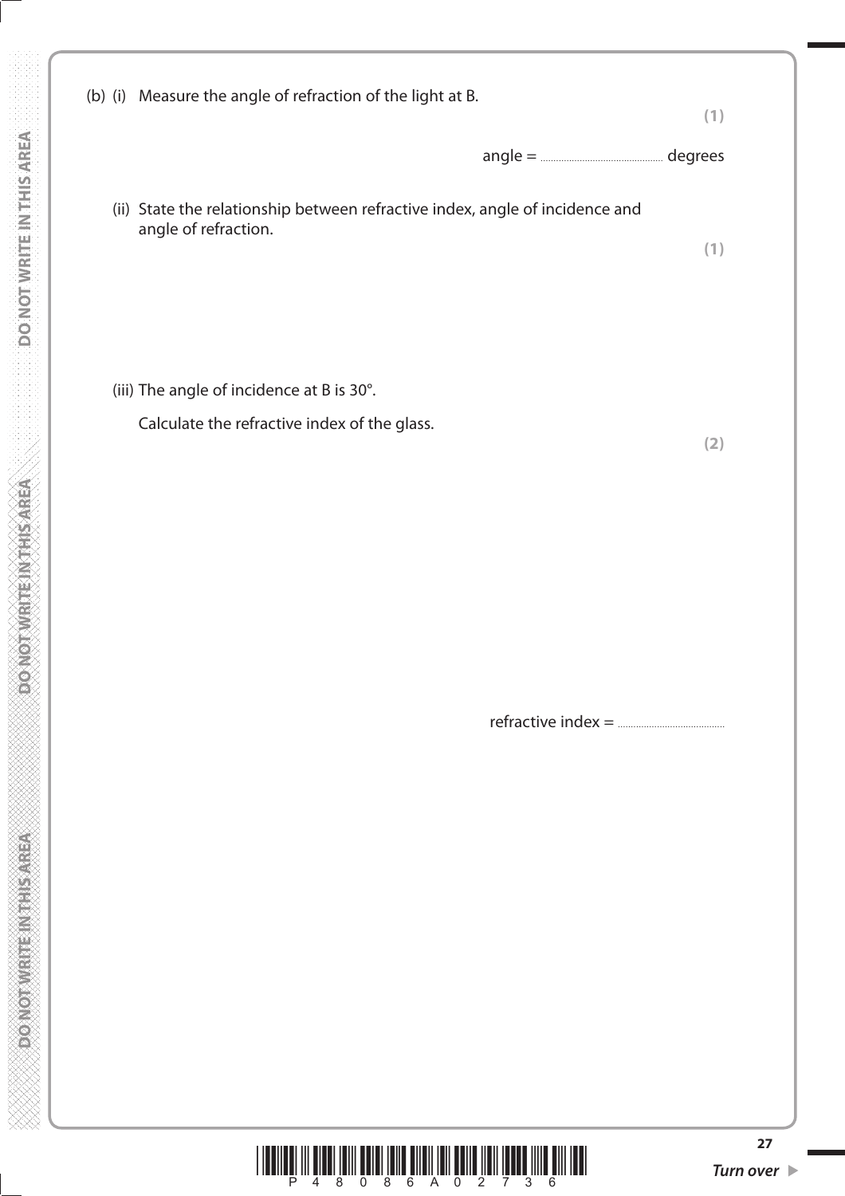(b) (i) Measure the angle of refraction of the light at B.

**(1)**

angle = .................................................. degrees

(ii) State the relationship between refractive index, angle of incidence and angle of refraction.

**(1)**

(iii) The angle of incidence at B is 30°.

Calculate the refractive index of the glass.

**(2)**

refractive index = ..................................................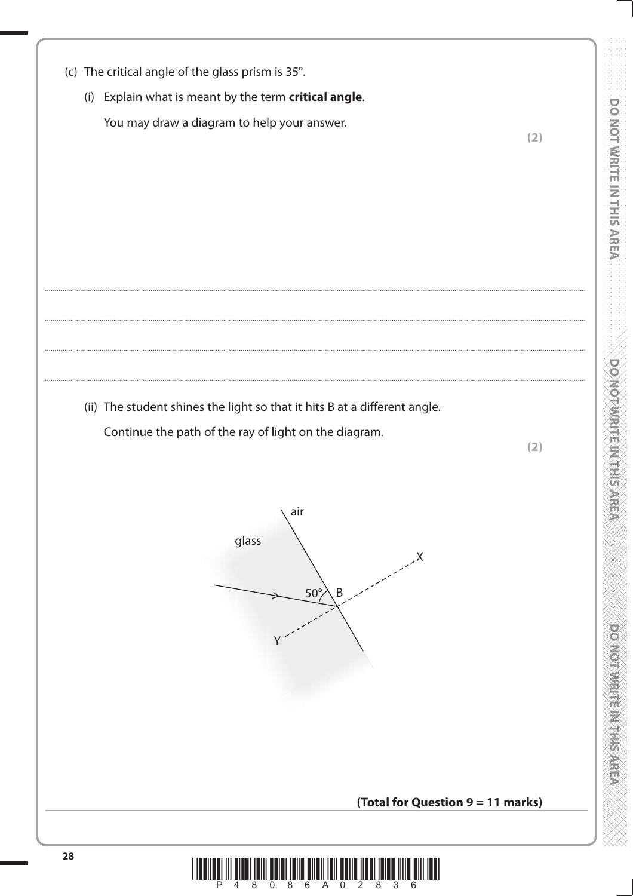(c) The critical angle of the glass prism is 35°.

(i) Explain what is meant by the term **critical angle**.

You may draw a diagram to help your answer.

**(2)**

.......................................................................................................................................................................................................

.......................................................................................................................................................................................................

.......................................................................................................................................................................................................

.......................................................................................................................................................................................................

(ii) The student shines the light so that it hits B at a different angle.

Continue the path of the ray of light on the diagram.

**(2)**

air

glass

X

50°

B

Y

**(Total for Question 9 = 11 marks)**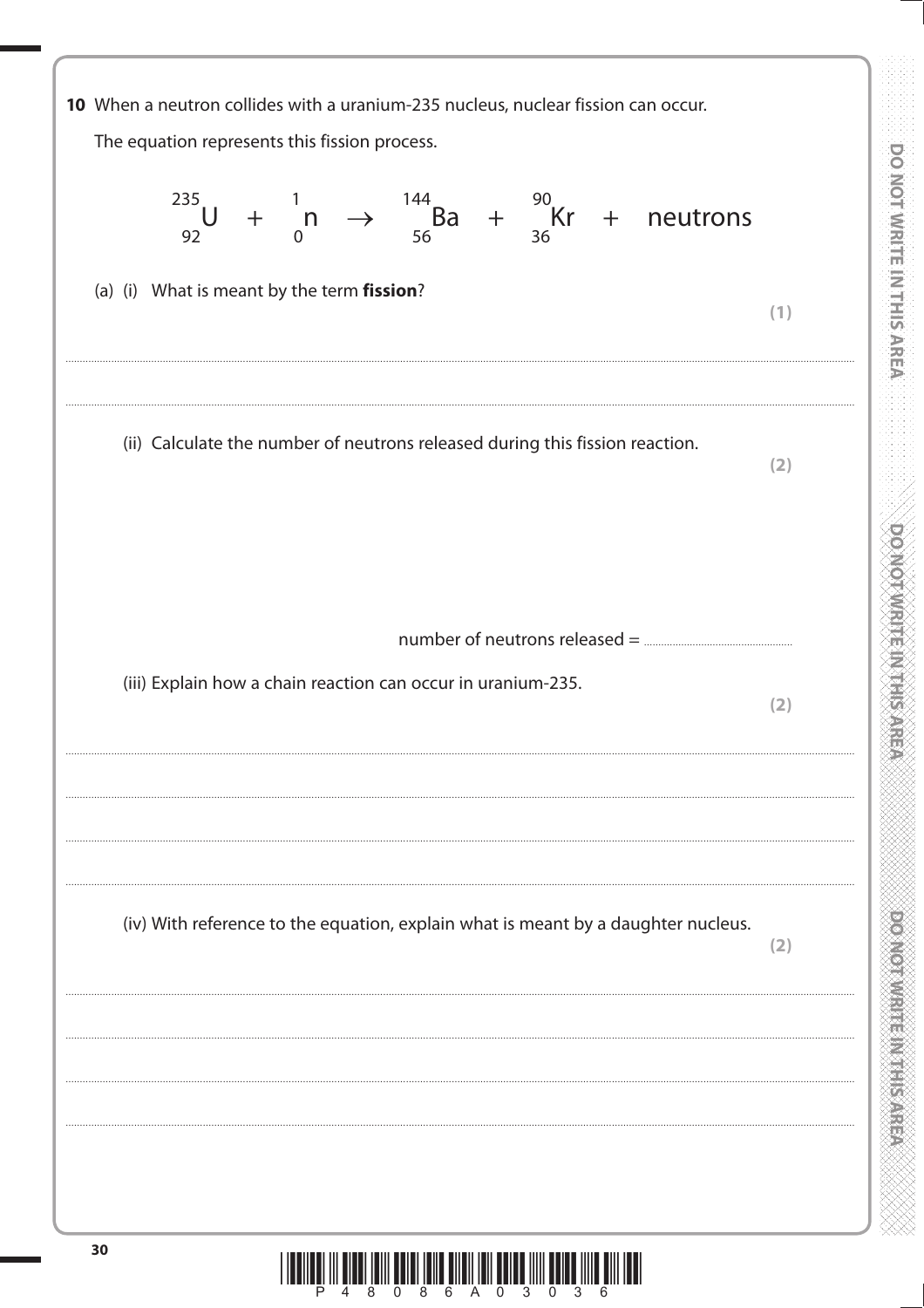**10** When a neutron collides with a uranium-235 nucleus, nuclear fission can occur.

The equation represents this fission process.

$$^{235}_{92}\text{U} + ^{1}_{0}\text{n} \rightarrow ^{144}_{56}\text{Ba} + ^{90}_{36}\text{Kr} + \text{neutrons}$$

(a) (i) What is meant by the term **fission**?

**(1)**

..................................................................................................................................................................................................................

..................................................................................................................................................................................................................

(ii) Calculate the number of neutrons released during this fission reaction.

**(2)**

number of neutrons released = ..................................................

(iii) Explain how a chain reaction can occur in uranium-235.

**(2)**

..................................................................................................................................................................................................................

..................................................................................................................................................................................................................

..................................................................................................................................................................................................................

..................................................................................................................................................................................................................

(iv) With reference to the equation, explain what is meant by a daughter nucleus.

**(2)**

..................................................................................................................................................................................................................

..................................................................................................................................................................................................................

..................................................................................................................................................................................................................

..................................................................................................................................................................................................................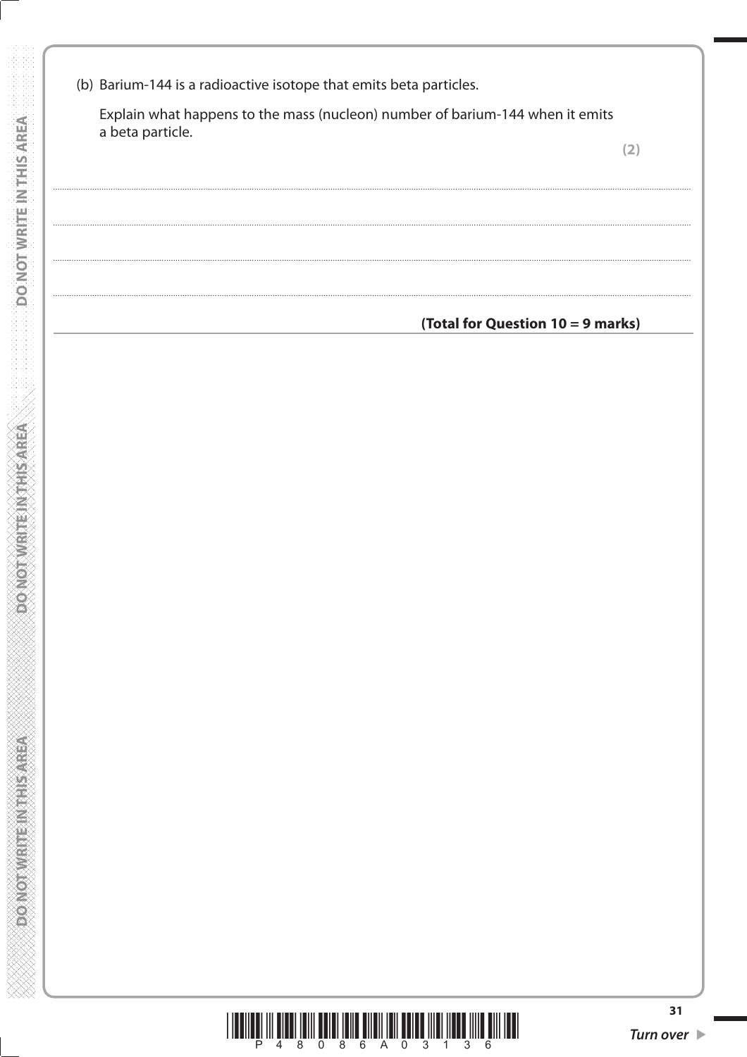(b) Barium-144 is a radioactive isotope that emits beta particles.

Explain what happens to the mass (nucleon) number of barium-144 when it emits a beta particle.

**(2)**

..............................................................................................................................................

..............................................................................................................................................

..............................................................................................................................................

..............................................................................................................................................

**(Total for Question 10 = 9 marks)**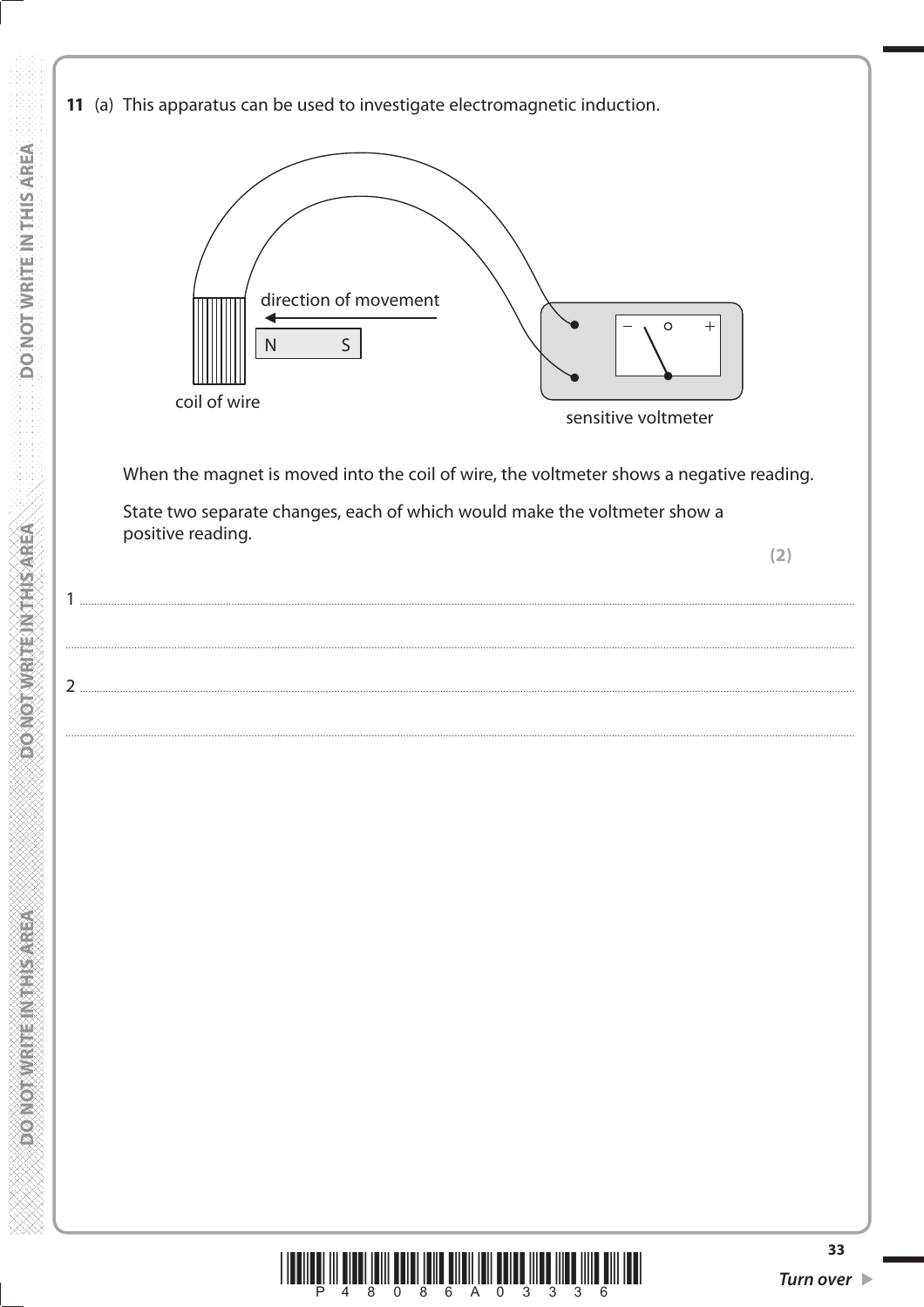**11** (a) This apparatus can be used to investigate electromagnetic induction.

direction of movement

N S

coil of wire

sensitive voltmeter

When the magnet is moved into the coil of wire, the voltmeter shows a negative reading.

State two separate changes, each of which would make the voltmeter show a positive reading.

**(2)**

1 ..........................................................................................................................................................................................................

..........................................................................................................................................................................................................

2 ..........................................................................................................................................................................................................

..........................................................................................................................................................................................................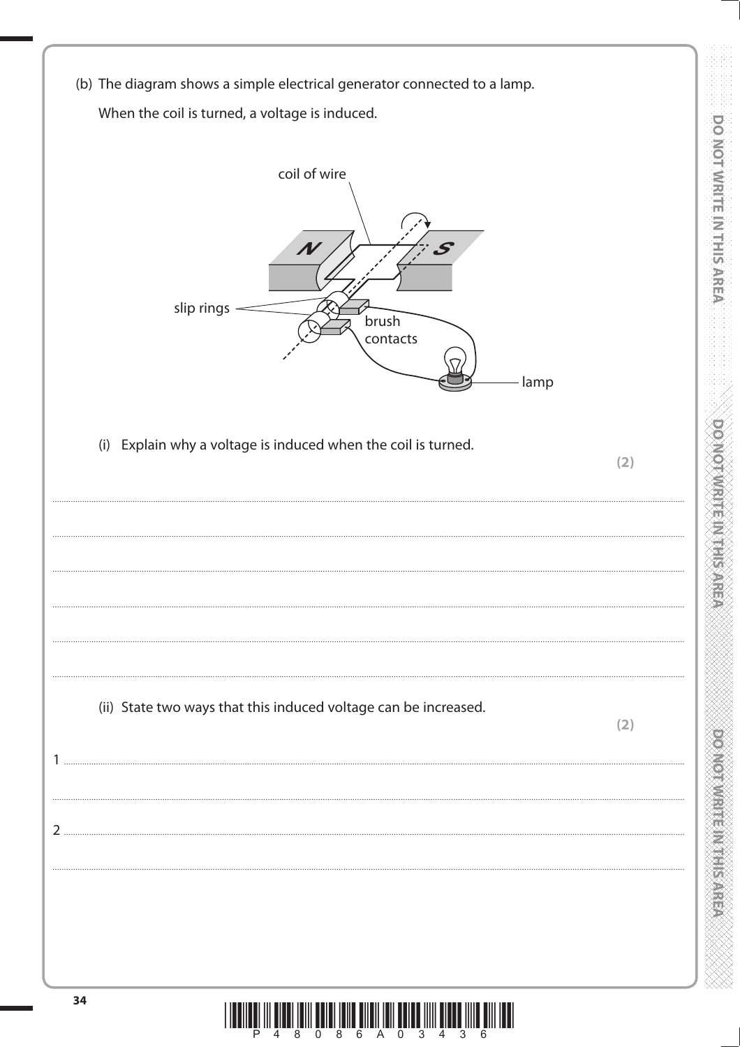(b) The diagram shows a simple electrical generator connected to a lamp.

When the coil is turned, a voltage is induced.

(i) Explain why a voltage is induced when the coil is turned.

**(2)**

..........................................................................................................................................................................................

..........................................................................................................................................................................................

..........................................................................................................................................................................................

..........................................................................................................................................................................................

..........................................................................................................................................................................................

(ii) State two ways that this induced voltage can be increased.

**(2)**

1 ........................................................................................................................................................................................

..........................................................................................................................................................................................

2 ........................................................................................................................................................................................

..........................................................................................................................................................................................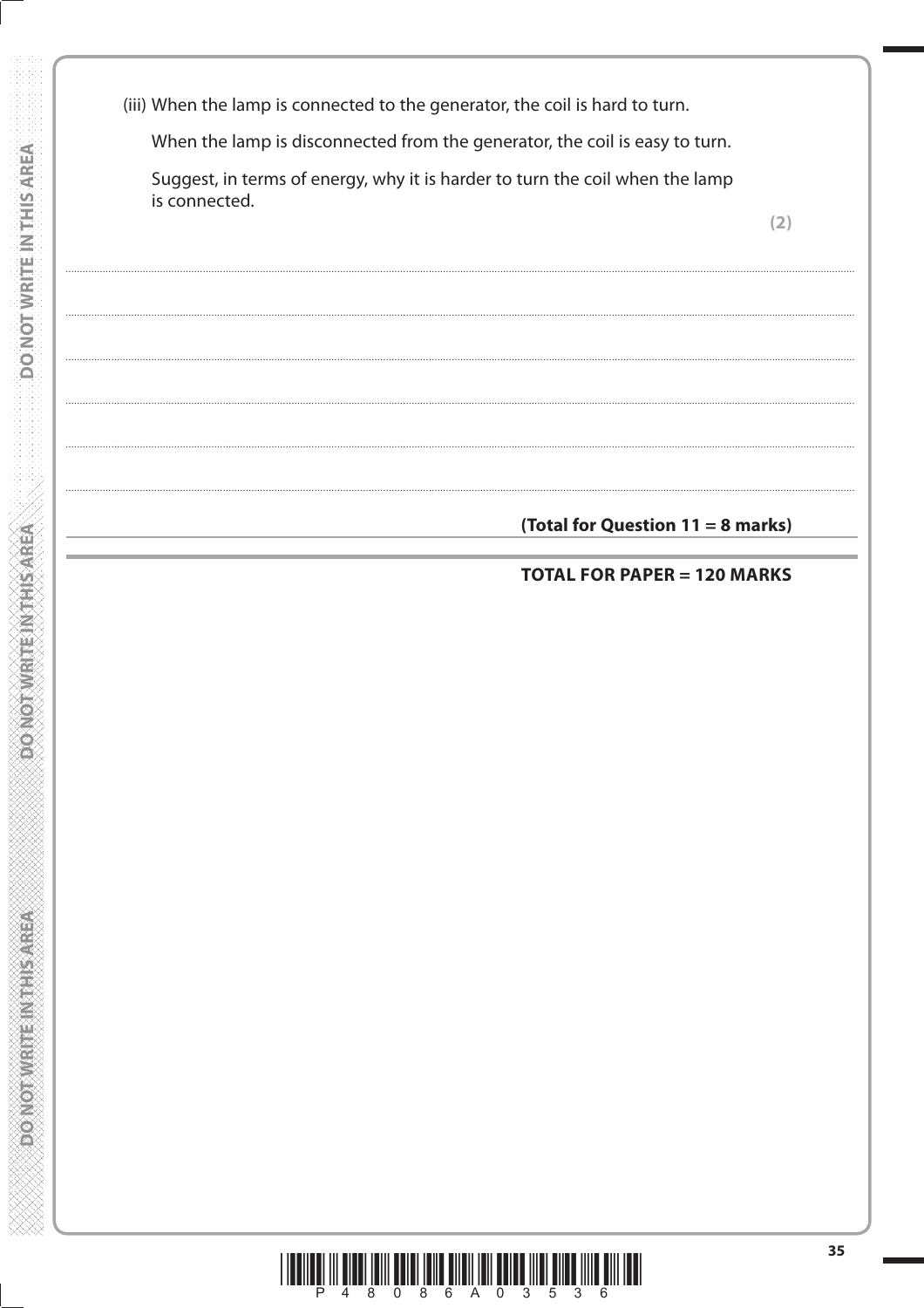(iii) When the lamp is connected to the generator, the coil is hard to turn.

When the lamp is disconnected from the generator, the coil is easy to turn.

Suggest, in terms of energy, why it is harder to turn the coil when the lamp is connected.

**(2)**

..............................................................................................................................................

..............................................................................................................................................

..............................................................................................................................................

..............................................................................................................................................

..............................................................................................................................................

..............................................................................................................................................

**(Total for Question 11 = 8 marks)**

**TOTAL FOR PAPER = 120 MARKS**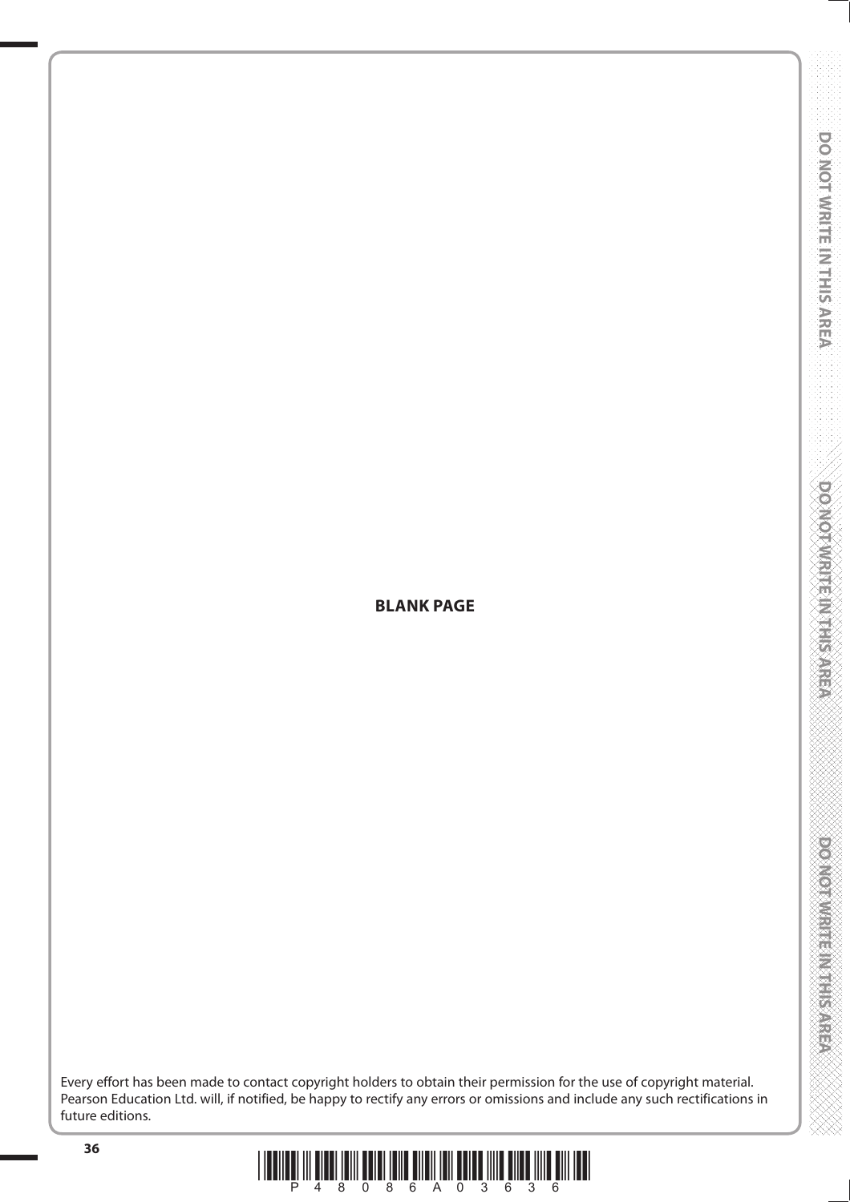**BLANK PAGE**

Every effort has been made to contact copyright holders to obtain their permission for the use of copyright material. Pearson Education Ltd. will, if notified, be happy to rectify any errors or omissions and include any such rectifications in future editions.